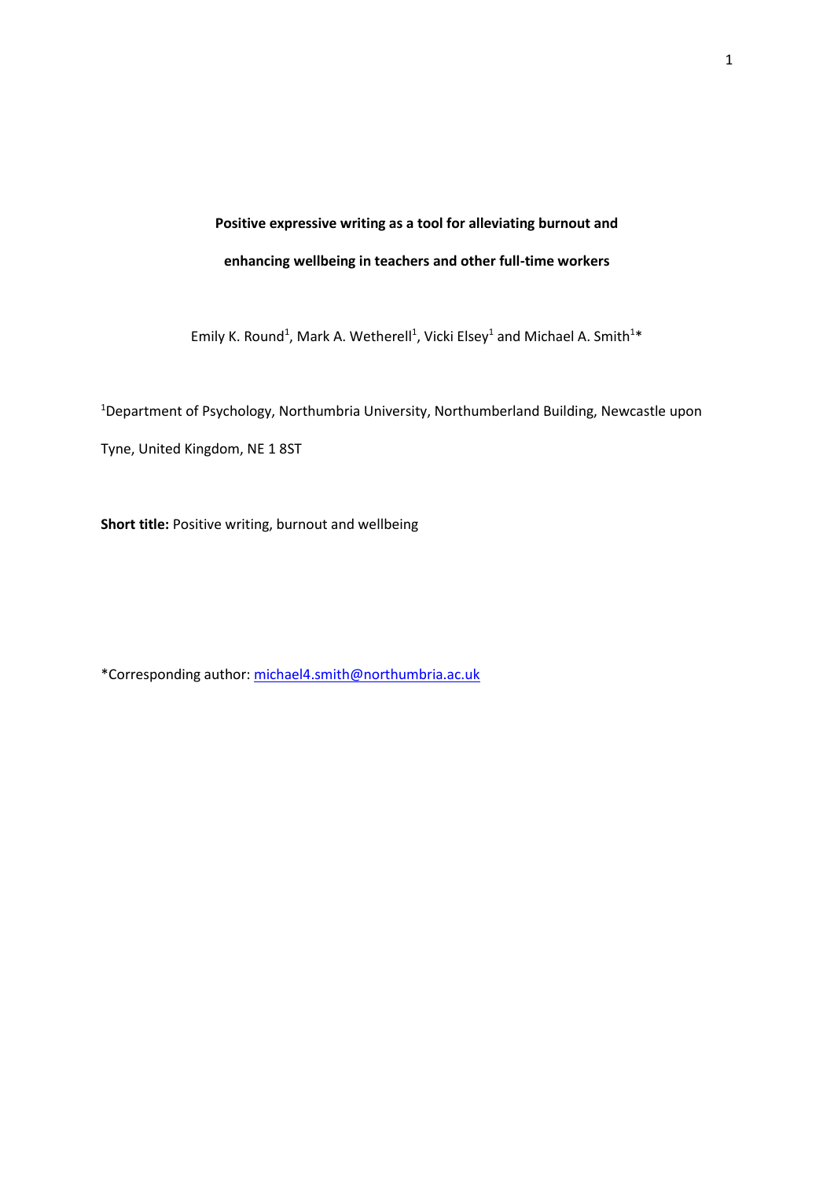**Positive expressive writing as a tool for alleviating burnout and enhancing wellbeing in teachers and other full-time workers**

Emily K. Round[1], Mark A. Wetherell[1], Vicki Elsey[1] and Michael A. Smith[1]*

[1]Department of Psychology, Northumbria University, Northumberland Building, Newcastle upon Tyne, United Kingdom, NE 1 8ST

**Short title:** Positive writing, burnout and wellbeing

*Corresponding author: michael4.smith@northumbria.ac.uk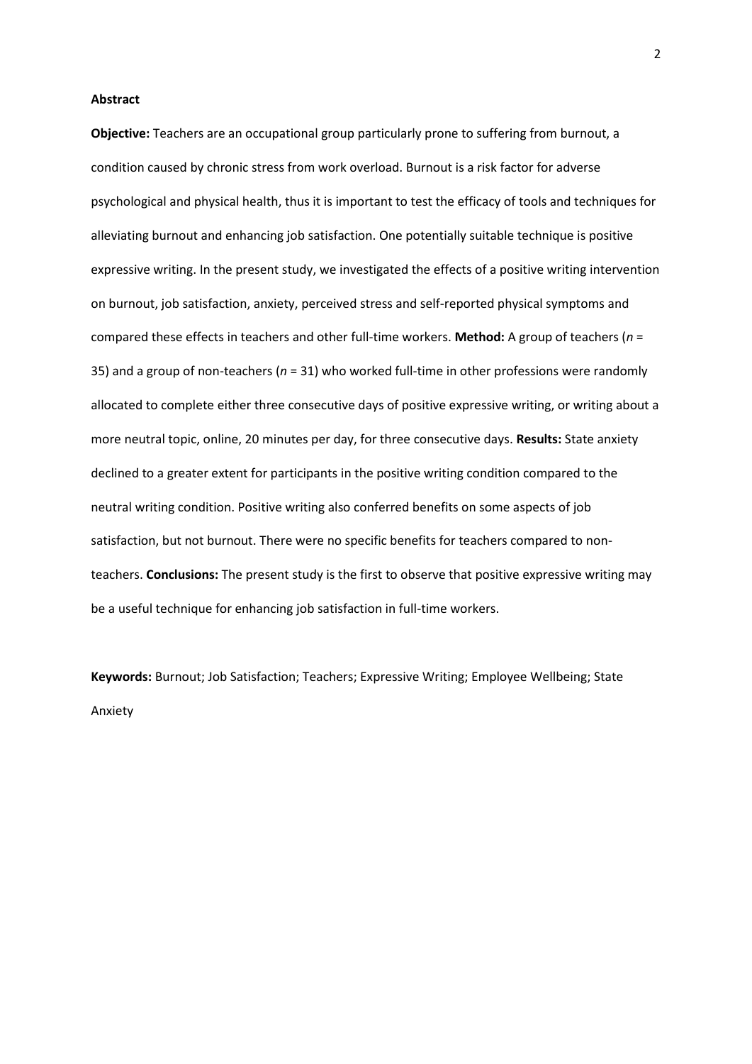**Abstract**

**Objective:** Teachers are an occupational group particularly prone to suffering from burnout, a condition caused by chronic stress from work overload. Burnout is a risk factor for adverse psychological and physical health, thus it is important to test the efficacy of tools and techniques for alleviating burnout and enhancing job satisfaction. One potentially suitable technique is positive expressive writing. In the present study, we investigated the effects of a positive writing intervention on burnout, job satisfaction, anxiety, perceived stress and self-reported physical symptoms and compared these effects in teachers and other full-time workers. **Method:** A group of teachers ($n$ = 35) and a group of non-teachers ($n$ = 31) who worked full-time in other professions were randomly allocated to complete either three consecutive days of positive expressive writing, or writing about a more neutral topic, online, 20 minutes per day, for three consecutive days. **Results:** State anxiety declined to a greater extent for participants in the positive writing condition compared to the neutral writing condition. Positive writing also conferred benefits on some aspects of job satisfaction, but not burnout. There were no specific benefits for teachers compared to non-teachers. **Conclusions:** The present study is the first to observe that positive expressive writing may be a useful technique for enhancing job satisfaction in full-time workers.

**Keywords:** Burnout; Job Satisfaction; Teachers; Expressive Writing; Employee Wellbeing; State Anxiety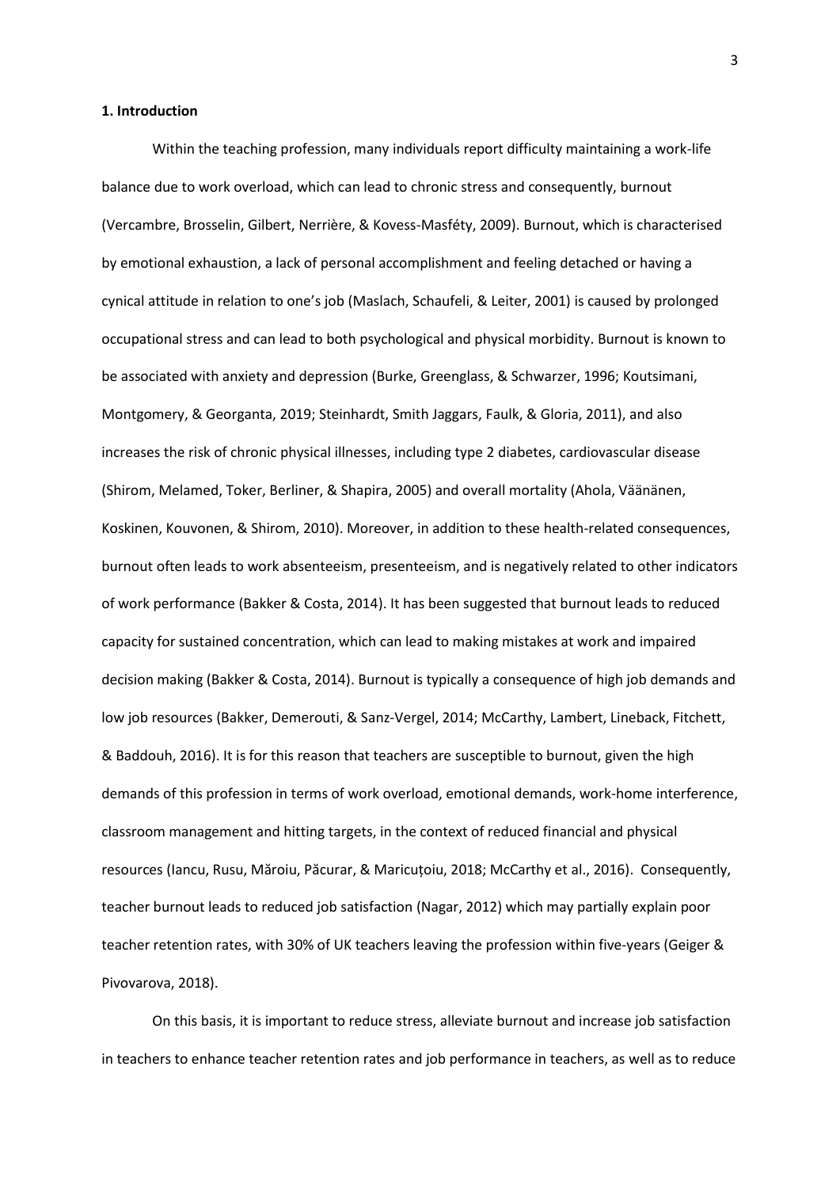**1. Introduction**

Within the teaching profession, many individuals report difficulty maintaining a work-life balance due to work overload, which can lead to chronic stress and consequently, burnout (Vercambre, Brosselin, Gilbert, Nerrière, & Kovess-Masféty, 2009). Burnout, which is characterised by emotional exhaustion, a lack of personal accomplishment and feeling detached or having a cynical attitude in relation to one's job (Maslach, Schaufeli, & Leiter, 2001) is caused by prolonged occupational stress and can lead to both psychological and physical morbidity. Burnout is known to be associated with anxiety and depression (Burke, Greenglass, & Schwarzer, 1996; Koutsimani, Montgomery, & Georganta, 2019; Steinhardt, Smith Jaggars, Faulk, & Gloria, 2011), and also increases the risk of chronic physical illnesses, including type 2 diabetes, cardiovascular disease (Shirom, Melamed, Toker, Berliner, & Shapira, 2005) and overall mortality (Ahola, Väänänen, Koskinen, Kouvonen, & Shirom, 2010). Moreover, in addition to these health-related consequences, burnout often leads to work absenteeism, presenteeism, and is negatively related to other indicators of work performance (Bakker & Costa, 2014). It has been suggested that burnout leads to reduced capacity for sustained concentration, which can lead to making mistakes at work and impaired decision making (Bakker & Costa, 2014). Burnout is typically a consequence of high job demands and low job resources (Bakker, Demerouti, & Sanz-Vergel, 2014; McCarthy, Lambert, Lineback, Fitchett, & Baddouh, 2016). It is for this reason that teachers are susceptible to burnout, given the high demands of this profession in terms of work overload, emotional demands, work-home interference, classroom management and hitting targets, in the context of reduced financial and physical resources (Iancu, Rusu, Măroiu, Păcurar, & Maricuțoiu, 2018; McCarthy et al., 2016). Consequently, teacher burnout leads to reduced job satisfaction (Nagar, 2012) which may partially explain poor teacher retention rates, with 30% of UK teachers leaving the profession within five-years (Geiger & Pivovarova, 2018).

On this basis, it is important to reduce stress, alleviate burnout and increase job satisfaction in teachers to enhance teacher retention rates and job performance in teachers, as well as to reduce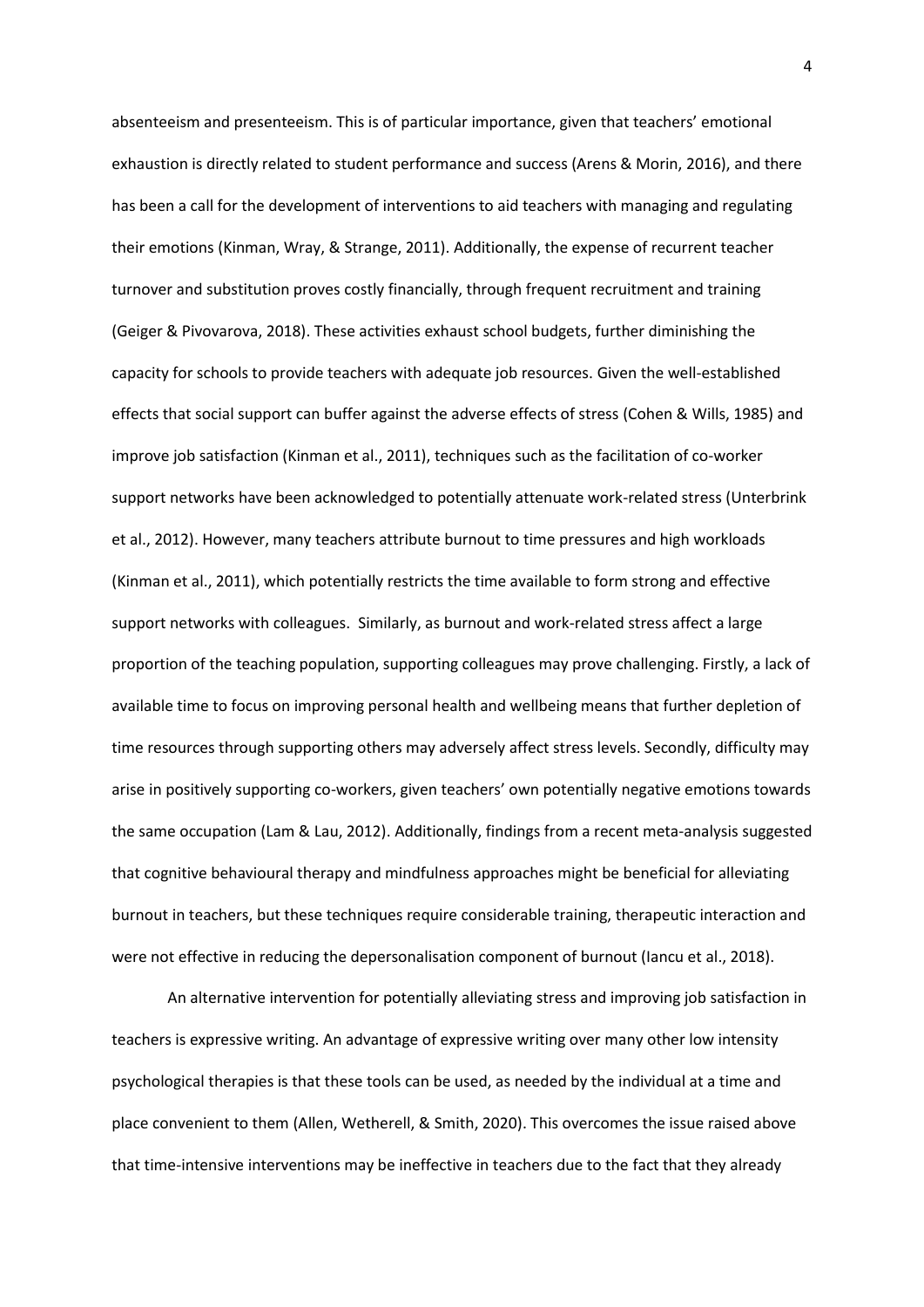absenteeism and presenteeism. This is of particular importance, given that teachers' emotional exhaustion is directly related to student performance and success (Arens & Morin, 2016), and there has been a call for the development of interventions to aid teachers with managing and regulating their emotions (Kinman, Wray, & Strange, 2011). Additionally, the expense of recurrent teacher turnover and substitution proves costly financially, through frequent recruitment and training (Geiger & Pivovarova, 2018). These activities exhaust school budgets, further diminishing the capacity for schools to provide teachers with adequate job resources. Given the well-established effects that social support can buffer against the adverse effects of stress (Cohen & Wills, 1985) and improve job satisfaction (Kinman et al., 2011), techniques such as the facilitation of co-worker support networks have been acknowledged to potentially attenuate work-related stress (Unterbrink et al., 2012). However, many teachers attribute burnout to time pressures and high workloads (Kinman et al., 2011), which potentially restricts the time available to form strong and effective support networks with colleagues. Similarly, as burnout and work-related stress affect a large proportion of the teaching population, supporting colleagues may prove challenging. Firstly, a lack of available time to focus on improving personal health and wellbeing means that further depletion of time resources through supporting others may adversely affect stress levels. Secondly, difficulty may arise in positively supporting co-workers, given teachers' own potentially negative emotions towards the same occupation (Lam & Lau, 2012). Additionally, findings from a recent meta-analysis suggested that cognitive behavioural therapy and mindfulness approaches might be beneficial for alleviating burnout in teachers, but these techniques require considerable training, therapeutic interaction and were not effective in reducing the depersonalisation component of burnout (Iancu et al., 2018).

An alternative intervention for potentially alleviating stress and improving job satisfaction in teachers is expressive writing. An advantage of expressive writing over many other low intensity psychological therapies is that these tools can be used, as needed by the individual at a time and place convenient to them (Allen, Wetherell, & Smith, 2020). This overcomes the issue raised above that time-intensive interventions may be ineffective in teachers due to the fact that they already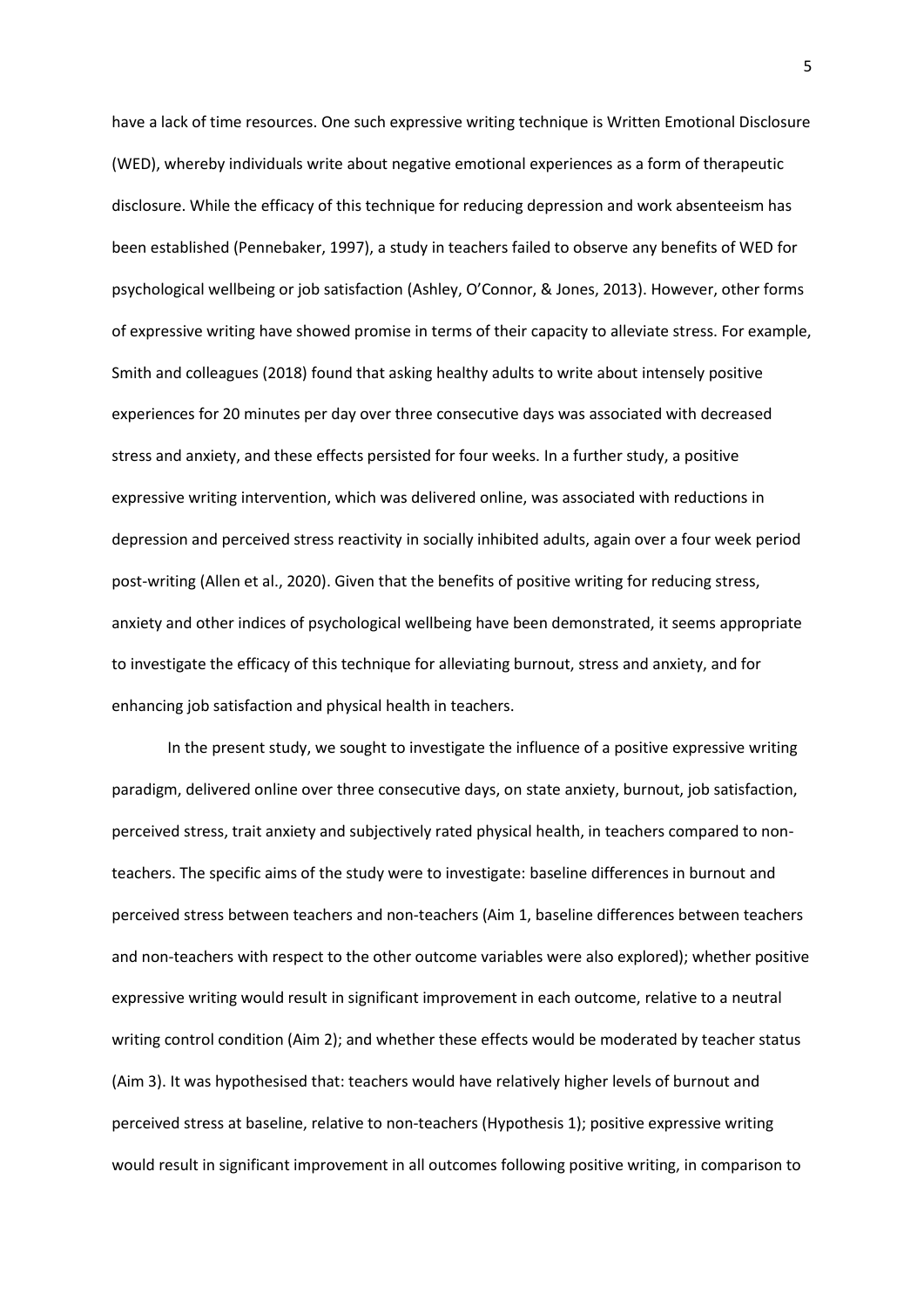have a lack of time resources. One such expressive writing technique is Written Emotional Disclosure (WED), whereby individuals write about negative emotional experiences as a form of therapeutic disclosure. While the efficacy of this technique for reducing depression and work absenteeism has been established (Pennebaker, 1997), a study in teachers failed to observe any benefits of WED for psychological wellbeing or job satisfaction (Ashley, O'Connor, & Jones, 2013). However, other forms of expressive writing have showed promise in terms of their capacity to alleviate stress. For example, Smith and colleagues (2018) found that asking healthy adults to write about intensely positive experiences for 20 minutes per day over three consecutive days was associated with decreased stress and anxiety, and these effects persisted for four weeks. In a further study, a positive expressive writing intervention, which was delivered online, was associated with reductions in depression and perceived stress reactivity in socially inhibited adults, again over a four week period post-writing (Allen et al., 2020). Given that the benefits of positive writing for reducing stress, anxiety and other indices of psychological wellbeing have been demonstrated, it seems appropriate to investigate the efficacy of this technique for alleviating burnout, stress and anxiety, and for enhancing job satisfaction and physical health in teachers.

In the present study, we sought to investigate the influence of a positive expressive writing paradigm, delivered online over three consecutive days, on state anxiety, burnout, job satisfaction, perceived stress, trait anxiety and subjectively rated physical health, in teachers compared to non-teachers. The specific aims of the study were to investigate: baseline differences in burnout and perceived stress between teachers and non-teachers (Aim 1, baseline differences between teachers and non-teachers with respect to the other outcome variables were also explored); whether positive expressive writing would result in significant improvement in each outcome, relative to a neutral writing control condition (Aim 2); and whether these effects would be moderated by teacher status (Aim 3). It was hypothesised that: teachers would have relatively higher levels of burnout and perceived stress at baseline, relative to non-teachers (Hypothesis 1); positive expressive writing would result in significant improvement in all outcomes following positive writing, in comparison to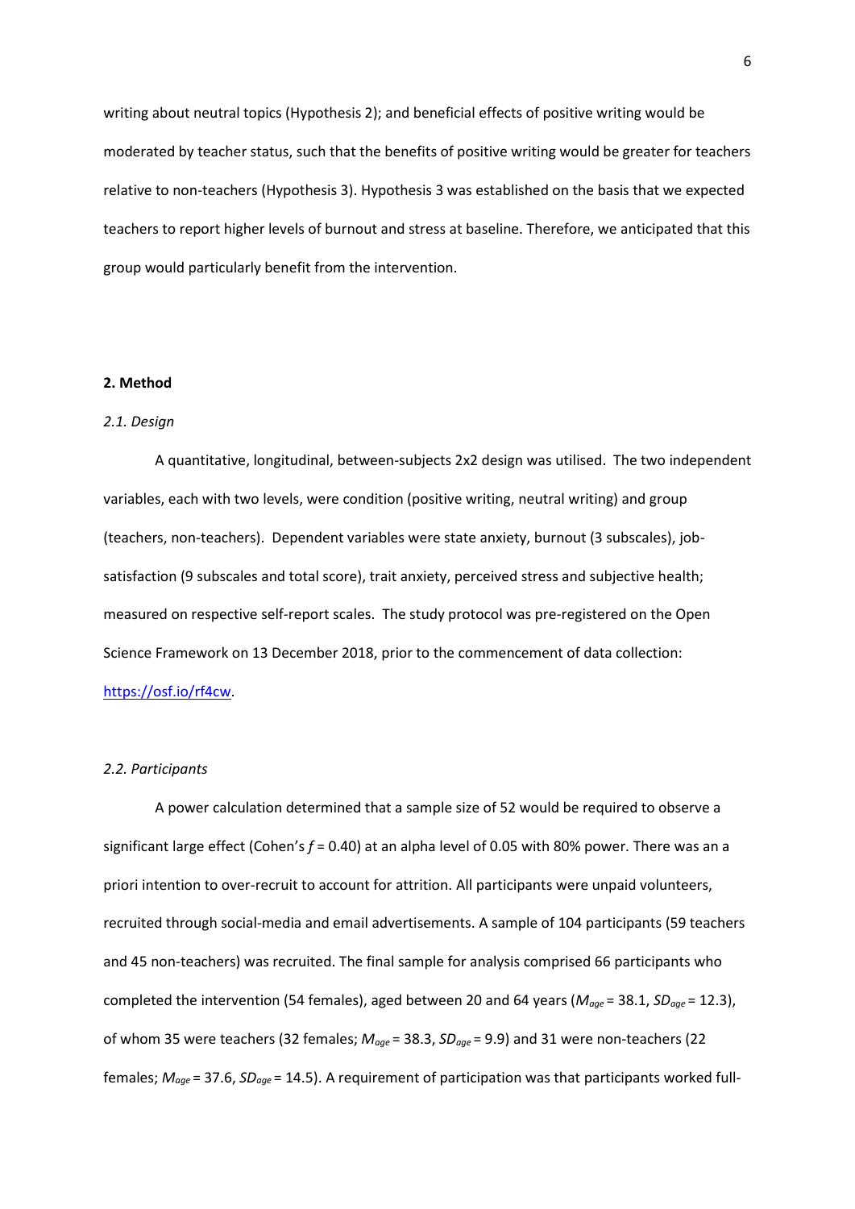writing about neutral topics (Hypothesis 2); and beneficial effects of positive writing would be moderated by teacher status, such that the benefits of positive writing would be greater for teachers relative to non-teachers (Hypothesis 3). Hypothesis 3 was established on the basis that we expected teachers to report higher levels of burnout and stress at baseline. Therefore, we anticipated that this group would particularly benefit from the intervention.

## 2. Method

### *2.1. Design*

A quantitative, longitudinal, between-subjects 2x2 design was utilised. The two independent variables, each with two levels, were condition (positive writing, neutral writing) and group (teachers, non-teachers). Dependent variables were state anxiety, burnout (3 subscales), job-satisfaction (9 subscales and total score), trait anxiety, perceived stress and subjective health; measured on respective self-report scales. The study protocol was pre-registered on the Open Science Framework on 13 December 2018, prior to the commencement of data collection: https://osf.io/rf4cw.

### *2.2. Participants*

A power calculation determined that a sample size of 52 would be required to observe a significant large effect (Cohen's $f$ = 0.40) at an alpha level of 0.05 with 80% power. There was an a priori intention to over-recruit to account for attrition. All participants were unpaid volunteers, recruited through social-media and email advertisements. A sample of 104 participants (59 teachers and 45 non-teachers) was recruited. The final sample for analysis comprised 66 participants who completed the intervention (54 females), aged between 20 and 64 years ($M_{age}$ = 38.1, $SD_{age}$ = 12.3), of whom 35 were teachers (32 females; $M_{age}$ = 38.3, $SD_{age}$ = 9.9) and 31 were non-teachers (22 females; $M_{age}$ = 37.6, $SD_{age}$ = 14.5). A requirement of participation was that participants worked full-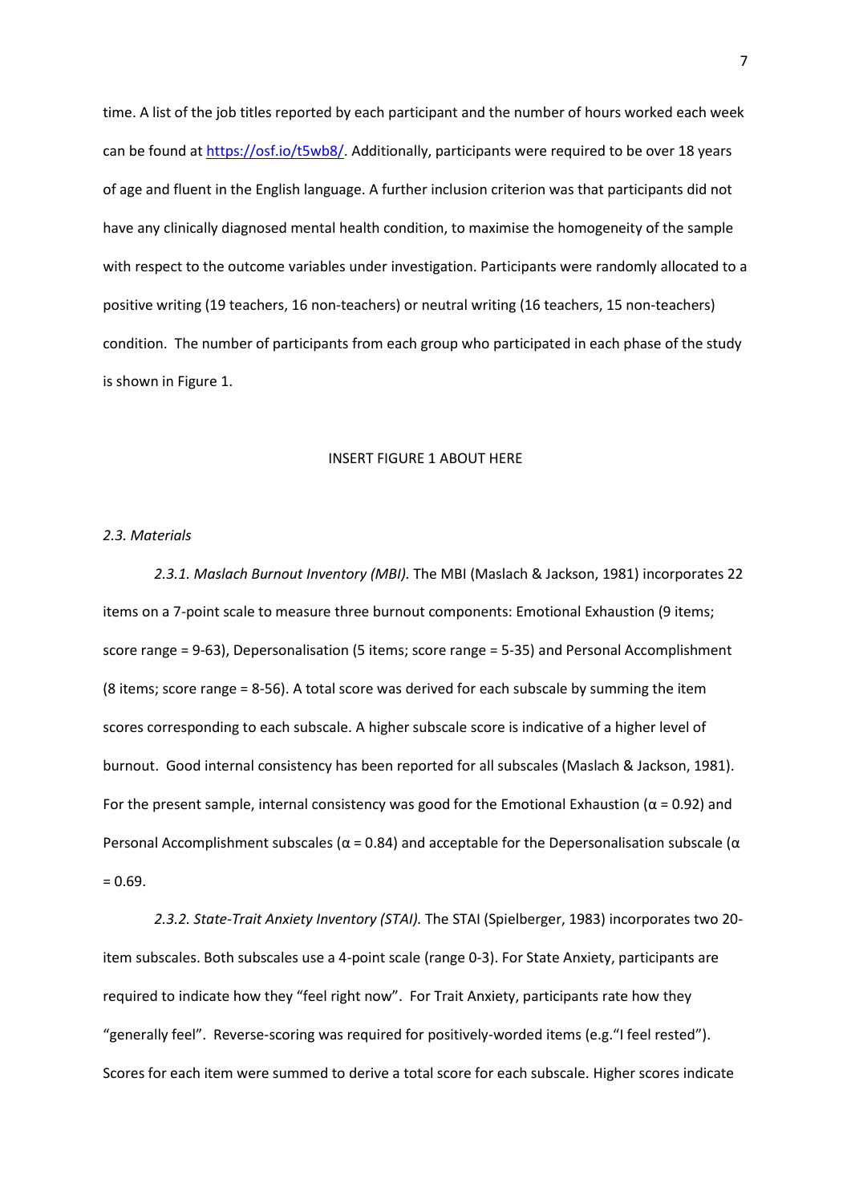time. A list of the job titles reported by each participant and the number of hours worked each week can be found at https://osf.io/t5wb8/. Additionally, participants were required to be over 18 years of age and fluent in the English language. A further inclusion criterion was that participants did not have any clinically diagnosed mental health condition, to maximise the homogeneity of the sample with respect to the outcome variables under investigation. Participants were randomly allocated to a positive writing (19 teachers, 16 non-teachers) or neutral writing (16 teachers, 15 non-teachers) condition. The number of participants from each group who participated in each phase of the study is shown in Figure 1.

INSERT FIGURE 1 ABOUT HERE

### *2.3. Materials*

*2.3.1. Maslach Burnout Inventory (MBI).* The MBI (Maslach & Jackson, 1981) incorporates 22 items on a 7-point scale to measure three burnout components: Emotional Exhaustion (9 items; score range = 9-63), Depersonalisation (5 items; score range = 5-35) and Personal Accomplishment (8 items; score range = 8-56). A total score was derived for each subscale by summing the item scores corresponding to each subscale. A higher subscale score is indicative of a higher level of burnout. Good internal consistency has been reported for all subscales (Maslach & Jackson, 1981). For the present sample, internal consistency was good for the Emotional Exhaustion ($\alpha = 0.92$) and Personal Accomplishment subscales ($\alpha = 0.84$) and acceptable for the Depersonalisation subscale ($\alpha = 0.69$.

*2.3.2. State-Trait Anxiety Inventory (STAI).* The STAI (Spielberger, 1983) incorporates two 20-item subscales. Both subscales use a 4-point scale (range 0-3). For State Anxiety, participants are required to indicate how they "feel right now". For Trait Anxiety, participants rate how they "generally feel". Reverse-scoring was required for positively-worded items (e.g."I feel rested"). Scores for each item were summed to derive a total score for each subscale. Higher scores indicate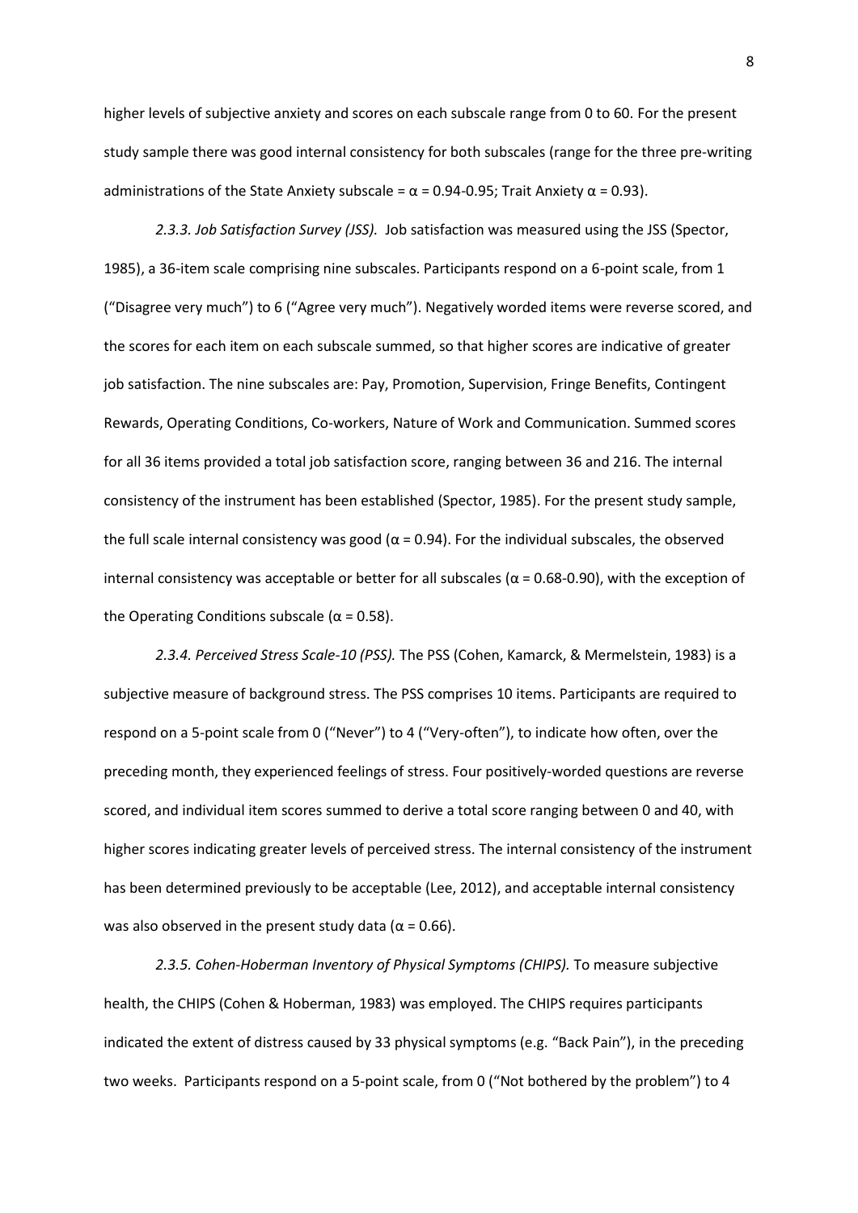higher levels of subjective anxiety and scores on each subscale range from 0 to 60. For the present study sample there was good internal consistency for both subscales (range for the three pre-writing administrations of the State Anxiety subscale = $\alpha$ = 0.94-0.95; Trait Anxiety $\alpha$ = 0.93).

*2.3.3. Job Satisfaction Survey (JSS).* Job satisfaction was measured using the JSS (Spector, 1985), a 36-item scale comprising nine subscales. Participants respond on a 6-point scale, from 1 ("Disagree very much") to 6 ("Agree very much"). Negatively worded items were reverse scored, and the scores for each item on each subscale summed, so that higher scores are indicative of greater job satisfaction. The nine subscales are: Pay, Promotion, Supervision, Fringe Benefits, Contingent Rewards, Operating Conditions, Co-workers, Nature of Work and Communication. Summed scores for all 36 items provided a total job satisfaction score, ranging between 36 and 216. The internal consistency of the instrument has been established (Spector, 1985). For the present study sample, the full scale internal consistency was good ($\alpha$ = 0.94). For the individual subscales, the observed internal consistency was acceptable or better for all subscales ($\alpha$ = 0.68-0.90), with the exception of the Operating Conditions subscale ($\alpha$ = 0.58).

*2.3.4. Perceived Stress Scale-10 (PSS).* The PSS (Cohen, Kamarck, & Mermelstein, 1983) is a subjective measure of background stress. The PSS comprises 10 items. Participants are required to respond on a 5-point scale from 0 ("Never") to 4 ("Very-often"), to indicate how often, over the preceding month, they experienced feelings of stress. Four positively-worded questions are reverse scored, and individual item scores summed to derive a total score ranging between 0 and 40, with higher scores indicating greater levels of perceived stress. The internal consistency of the instrument has been determined previously to be acceptable (Lee, 2012), and acceptable internal consistency was also observed in the present study data ($\alpha$ = 0.66).

*2.3.5. Cohen-Hoberman Inventory of Physical Symptoms (CHIPS).* To measure subjective health, the CHIPS (Cohen & Hoberman, 1983) was employed. The CHIPS requires participants indicated the extent of distress caused by 33 physical symptoms (e.g. "Back Pain"), in the preceding two weeks. Participants respond on a 5-point scale, from 0 ("Not bothered by the problem") to 4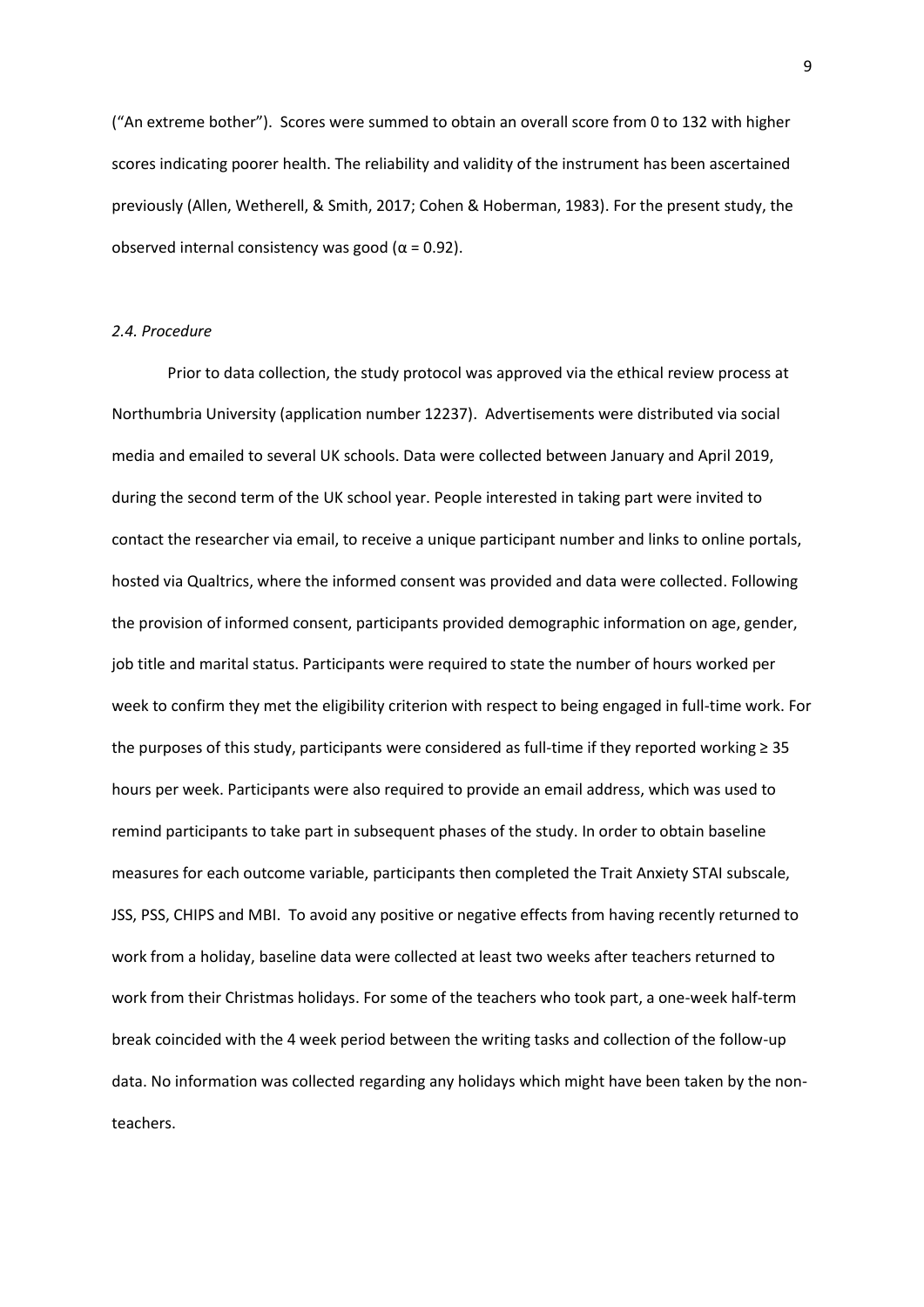("An extreme bother"). Scores were summed to obtain an overall score from 0 to 132 with higher scores indicating poorer health. The reliability and validity of the instrument has been ascertained previously (Allen, Wetherell, & Smith, 2017; Cohen & Hoberman, 1983). For the present study, the observed internal consistency was good ($\alpha$ = 0.92).

### *2.4. Procedure*

Prior to data collection, the study protocol was approved via the ethical review process at Northumbria University (application number 12237). Advertisements were distributed via social media and emailed to several UK schools. Data were collected between January and April 2019, during the second term of the UK school year. People interested in taking part were invited to contact the researcher via email, to receive a unique participant number and links to online portals, hosted via Qualtrics, where the informed consent was provided and data were collected. Following the provision of informed consent, participants provided demographic information on age, gender, job title and marital status. Participants were required to state the number of hours worked per week to confirm they met the eligibility criterion with respect to being engaged in full-time work. For the purposes of this study, participants were considered as full-time if they reported working ≥ 35 hours per week. Participants were also required to provide an email address, which was used to remind participants to take part in subsequent phases of the study. In order to obtain baseline measures for each outcome variable, participants then completed the Trait Anxiety STAI subscale, JSS, PSS, CHIPS and MBI. To avoid any positive or negative effects from having recently returned to work from a holiday, baseline data were collected at least two weeks after teachers returned to work from their Christmas holidays. For some of the teachers who took part, a one-week half-term break coincided with the 4 week period between the writing tasks and collection of the follow-up data. No information was collected regarding any holidays which might have been taken by the non-teachers.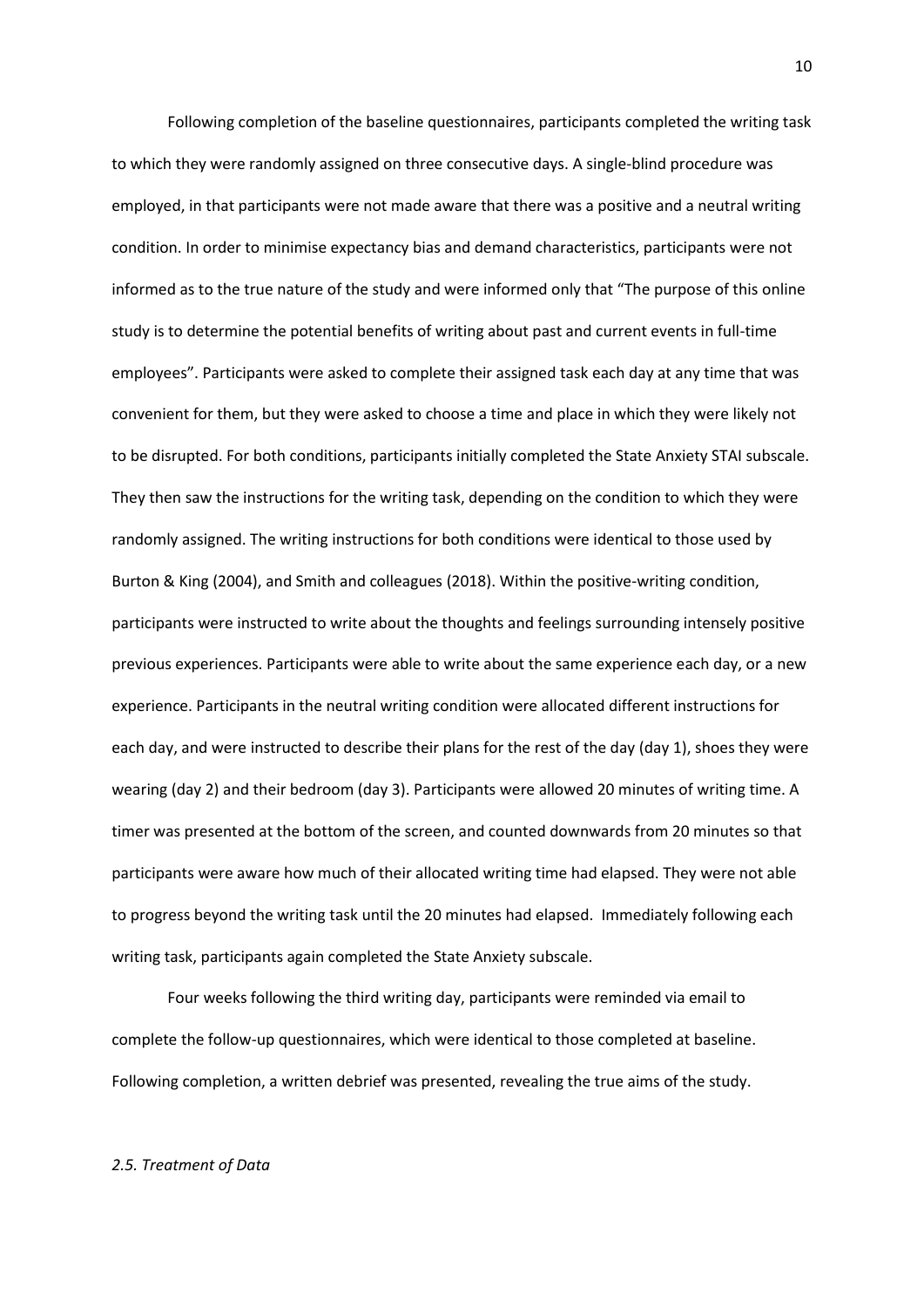Following completion of the baseline questionnaires, participants completed the writing task to which they were randomly assigned on three consecutive days. A single-blind procedure was employed, in that participants were not made aware that there was a positive and a neutral writing condition. In order to minimise expectancy bias and demand characteristics, participants were not informed as to the true nature of the study and were informed only that "The purpose of this online study is to determine the potential benefits of writing about past and current events in full-time employees". Participants were asked to complete their assigned task each day at any time that was convenient for them, but they were asked to choose a time and place in which they were likely not to be disrupted. For both conditions, participants initially completed the State Anxiety STAI subscale. They then saw the instructions for the writing task, depending on the condition to which they were randomly assigned. The writing instructions for both conditions were identical to those used by Burton & King (2004), and Smith and colleagues (2018). Within the positive-writing condition, participants were instructed to write about the thoughts and feelings surrounding intensely positive previous experiences. Participants were able to write about the same experience each day, or a new experience. Participants in the neutral writing condition were allocated different instructions for each day, and were instructed to describe their plans for the rest of the day (day 1), shoes they were wearing (day 2) and their bedroom (day 3). Participants were allowed 20 minutes of writing time. A timer was presented at the bottom of the screen, and counted downwards from 20 minutes so that participants were aware how much of their allocated writing time had elapsed. They were not able to progress beyond the writing task until the 20 minutes had elapsed. Immediately following each writing task, participants again completed the State Anxiety subscale.

Four weeks following the third writing day, participants were reminded via email to complete the follow-up questionnaires, which were identical to those completed at baseline. Following completion, a written debrief was presented, revealing the true aims of the study.

### *2.5. Treatment of Data*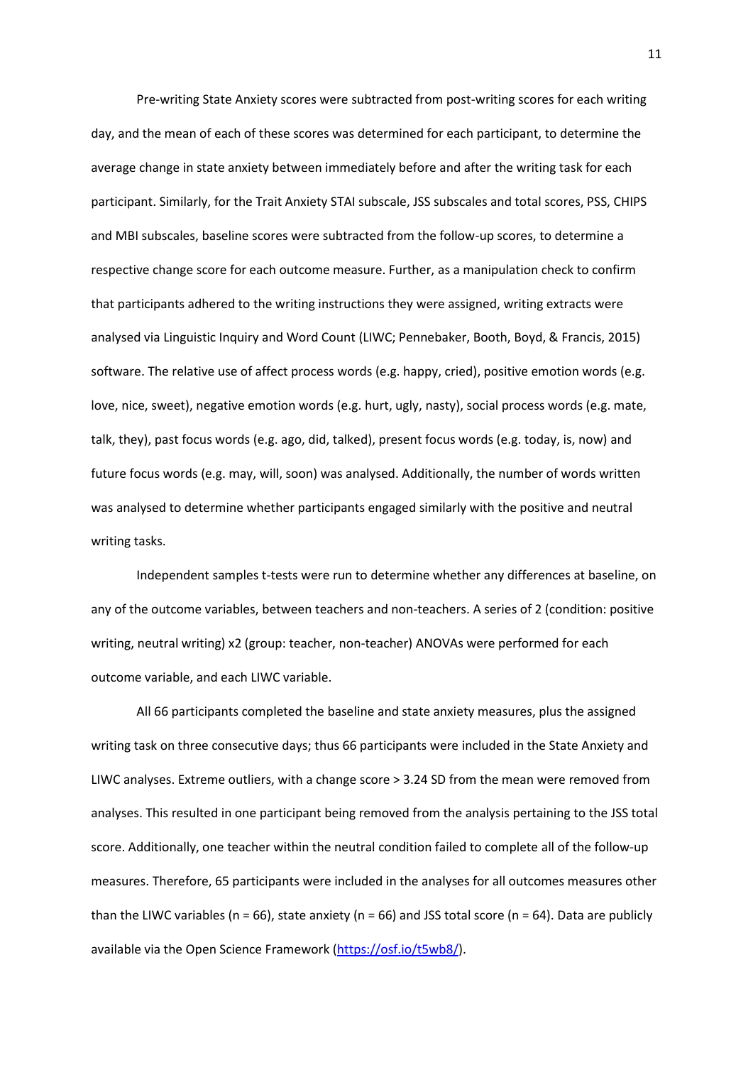Pre-writing State Anxiety scores were subtracted from post-writing scores for each writing day, and the mean of each of these scores was determined for each participant, to determine the average change in state anxiety between immediately before and after the writing task for each participant. Similarly, for the Trait Anxiety STAI subscale, JSS subscales and total scores, PSS, CHIPS and MBI subscales, baseline scores were subtracted from the follow-up scores, to determine a respective change score for each outcome measure. Further, as a manipulation check to confirm that participants adhered to the writing instructions they were assigned, writing extracts were analysed via Linguistic Inquiry and Word Count (LIWC; Pennebaker, Booth, Boyd, & Francis, 2015) software. The relative use of affect process words (e.g. happy, cried), positive emotion words (e.g. love, nice, sweet), negative emotion words (e.g. hurt, ugly, nasty), social process words (e.g. mate, talk, they), past focus words (e.g. ago, did, talked), present focus words (e.g. today, is, now) and future focus words (e.g. may, will, soon) was analysed. Additionally, the number of words written was analysed to determine whether participants engaged similarly with the positive and neutral writing tasks.

Independent samples t-tests were run to determine whether any differences at baseline, on any of the outcome variables, between teachers and non-teachers. A series of 2 (condition: positive writing, neutral writing) x2 (group: teacher, non-teacher) ANOVAs were performed for each outcome variable, and each LIWC variable.

All 66 participants completed the baseline and state anxiety measures, plus the assigned writing task on three consecutive days; thus 66 participants were included in the State Anxiety and LIWC analyses. Extreme outliers, with a change score > 3.24 SD from the mean were removed from analyses. This resulted in one participant being removed from the analysis pertaining to the JSS total score. Additionally, one teacher within the neutral condition failed to complete all of the follow-up measures. Therefore, 65 participants were included in the analyses for all outcomes measures other than the LIWC variables ($n = 66$), state anxiety ($n = 66$) and JSS total score ($n = 64$). Data are publicly available via the Open Science Framework (https://osf.io/t5wb8/).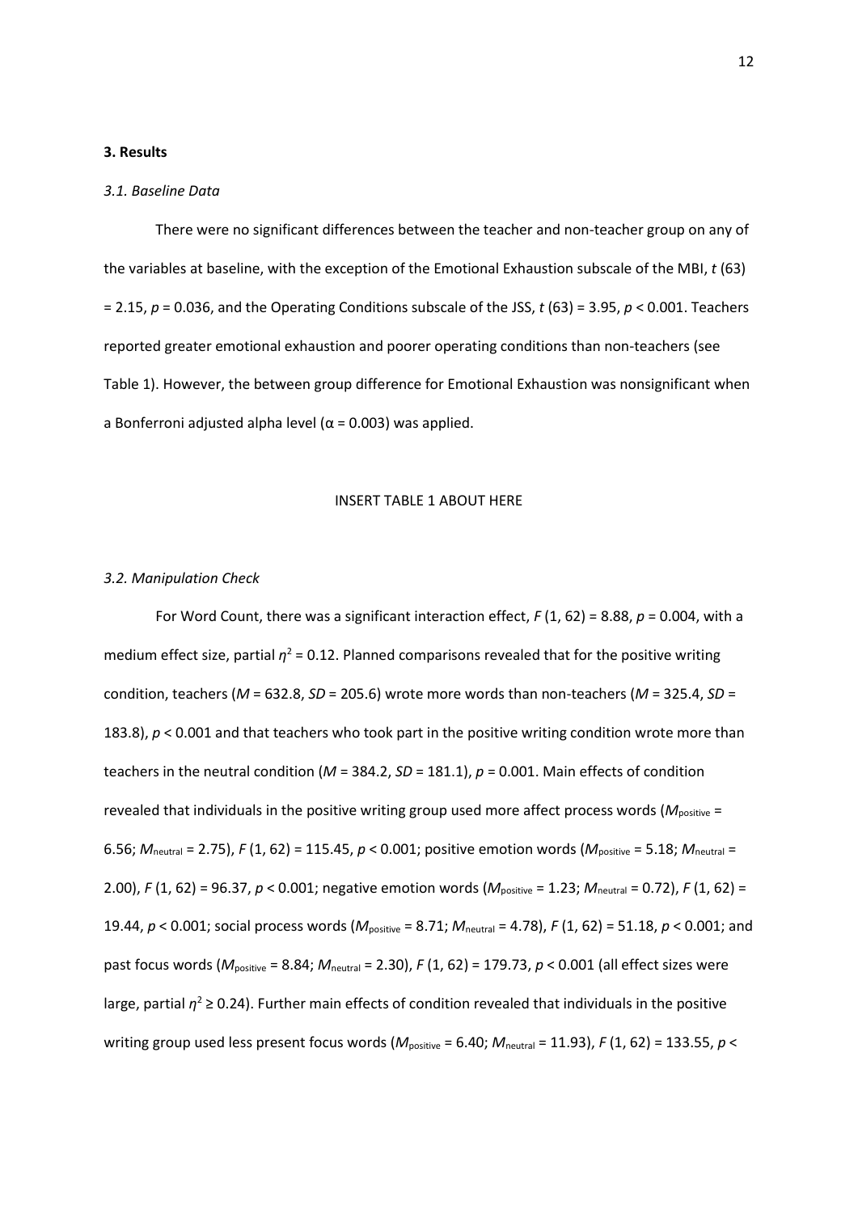**3. Results**

*3.1. Baseline Data*

There were no significant differences between the teacher and non-teacher group on any of the variables at baseline, with the exception of the Emotional Exhaustion subscale of the MBI, $t$ (63) = 2.15, $p$ = 0.036, and the Operating Conditions subscale of the JSS, $t$ (63) = 3.95, $p$ < 0.001. Teachers reported greater emotional exhaustion and poorer operating conditions than non-teachers (see Table 1). However, the between group difference for Emotional Exhaustion was nonsignificant when a Bonferroni adjusted alpha level ($\alpha$ = 0.003) was applied.

INSERT TABLE 1 ABOUT HERE

*3.2. Manipulation Check*

For Word Count, there was a significant interaction effect, $F$ (1, 62) = 8.88, $p$ = 0.004, with a medium effect size, partial $\eta^2$ = 0.12. Planned comparisons revealed that for the positive writing condition, teachers ($M$ = 632.8, $SD$ = 205.6) wrote more words than non-teachers ($M$ = 325.4, $SD$ = 183.8), $p$ < 0.001 and that teachers who took part in the positive writing condition wrote more than teachers in the neutral condition ($M$ = 384.2, $SD$ = 181.1), $p$ = 0.001. Main effects of condition revealed that individuals in the positive writing group used more affect process words ($M_{\text{positive}}$ = 6.56; $M_{\text{neutral}}$ = 2.75), $F$ (1, 62) = 115.45, $p$ < 0.001; positive emotion words ($M_{\text{positive}}$ = 5.18; $M_{\text{neutral}}$ = 2.00), $F$ (1, 62) = 96.37, $p$ < 0.001; negative emotion words ($M_{\text{positive}}$ = 1.23; $M_{\text{neutral}}$ = 0.72), $F$ (1, 62) = 19.44, $p$ < 0.001; social process words ($M_{\text{positive}}$ = 8.71; $M_{\text{neutral}}$ = 4.78), $F$ (1, 62) = 51.18, $p$ < 0.001; and past focus words ($M_{\text{positive}}$ = 8.84; $M_{\text{neutral}}$ = 2.30), $F$ (1, 62) = 179.73, $p$ < 0.001 (all effect sizes were large, partial $\eta^2 \geq$ 0.24). Further main effects of condition revealed that individuals in the positive writing group used less present focus words ($M_{\text{positive}}$ = 6.40; $M_{\text{neutral}}$ = 11.93), $F$ (1, 62) = 133.55, $p$ <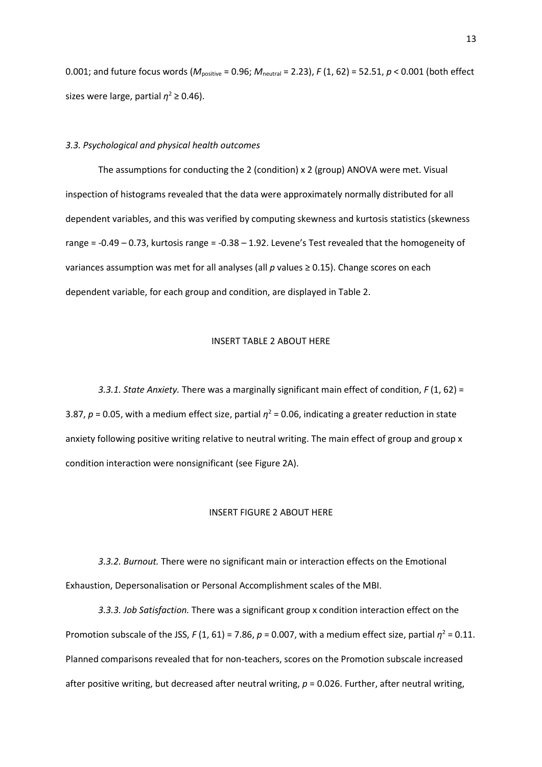0.001; and future focus words ($M_{positive}$ = 0.96; $M_{neutral}$ = 2.23), $F$ (1, 62) = 52.51, $p$ < 0.001 (both effect sizes were large, partial $\eta^2 \geq 0.46$).

### *3.3. Psychological and physical health outcomes*

The assumptions for conducting the 2 (condition) x 2 (group) ANOVA were met. Visual inspection of histograms revealed that the data were approximately normally distributed for all dependent variables, and this was verified by computing skewness and kurtosis statistics (skewness range = -0.49 – 0.73, kurtosis range = -0.38 – 1.92. Levene's Test revealed that the homogeneity of variances assumption was met for all analyses (all $p$ values ≥ 0.15). Change scores on each dependent variable, for each group and condition, are displayed in Table 2.

INSERT TABLE 2 ABOUT HERE

*3.3.1. State Anxiety.* There was a marginally significant main effect of condition, $F$ (1, 62) = 3.87, $p$ = 0.05, with a medium effect size, partial $\eta^2$ = 0.06, indicating a greater reduction in state anxiety following positive writing relative to neutral writing. The main effect of group and group x condition interaction were nonsignificant (see Figure 2A).

INSERT FIGURE 2 ABOUT HERE

*3.3.2. Burnout.* There were no significant main or interaction effects on the Emotional Exhaustion, Depersonalisation or Personal Accomplishment scales of the MBI.

*3.3.3. Job Satisfaction.* There was a significant group x condition interaction effect on the Promotion subscale of the JSS, $F$ (1, 61) = 7.86, $p$ = 0.007, with a medium effect size, partial $\eta^2$ = 0.11. Planned comparisons revealed that for non-teachers, scores on the Promotion subscale increased after positive writing, but decreased after neutral writing, $p$ = 0.026. Further, after neutral writing,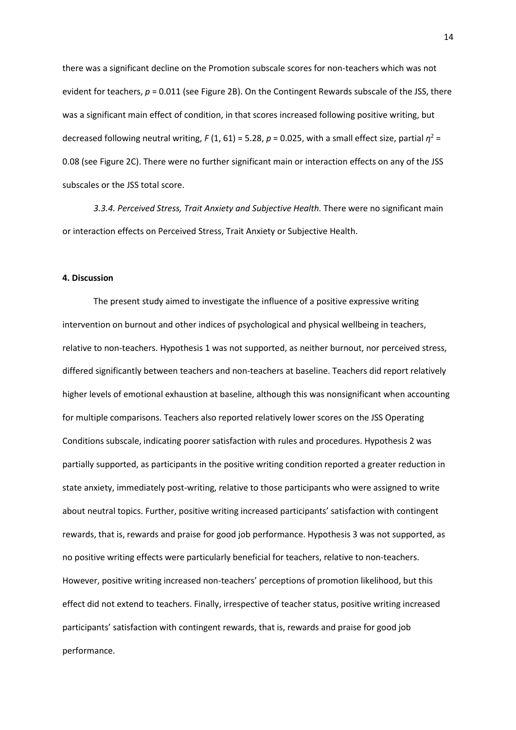there was a significant decline on the Promotion subscale scores for non-teachers which was not evident for teachers, $p = 0.011$ (see Figure 2B). On the Contingent Rewards subscale of the JSS, there was a significant main effect of condition, in that scores increased following positive writing, but decreased following neutral writing, $F(1, 61) = 5.28$, $p = 0.025$, with a small effect size, partial $\eta^2 = 0.08$ (see Figure 2C). There were no further significant main or interaction effects on any of the JSS subscales or the JSS total score.

*3.3.4. Perceived Stress, Trait Anxiety and Subjective Health.* There were no significant main or interaction effects on Perceived Stress, Trait Anxiety or Subjective Health.

## 4. Discussion

The present study aimed to investigate the influence of a positive expressive writing intervention on burnout and other indices of psychological and physical wellbeing in teachers, relative to non-teachers. Hypothesis 1 was not supported, as neither burnout, nor perceived stress, differed significantly between teachers and non-teachers at baseline. Teachers did report relatively higher levels of emotional exhaustion at baseline, although this was nonsignificant when accounting for multiple comparisons. Teachers also reported relatively lower scores on the JSS Operating Conditions subscale, indicating poorer satisfaction with rules and procedures. Hypothesis 2 was partially supported, as participants in the positive writing condition reported a greater reduction in state anxiety, immediately post-writing, relative to those participants who were assigned to write about neutral topics. Further, positive writing increased participants' satisfaction with contingent rewards, that is, rewards and praise for good job performance. Hypothesis 3 was not supported, as no positive writing effects were particularly beneficial for teachers, relative to non-teachers. However, positive writing increased non-teachers' perceptions of promotion likelihood, but this effect did not extend to teachers. Finally, irrespective of teacher status, positive writing increased participants' satisfaction with contingent rewards, that is, rewards and praise for good job performance.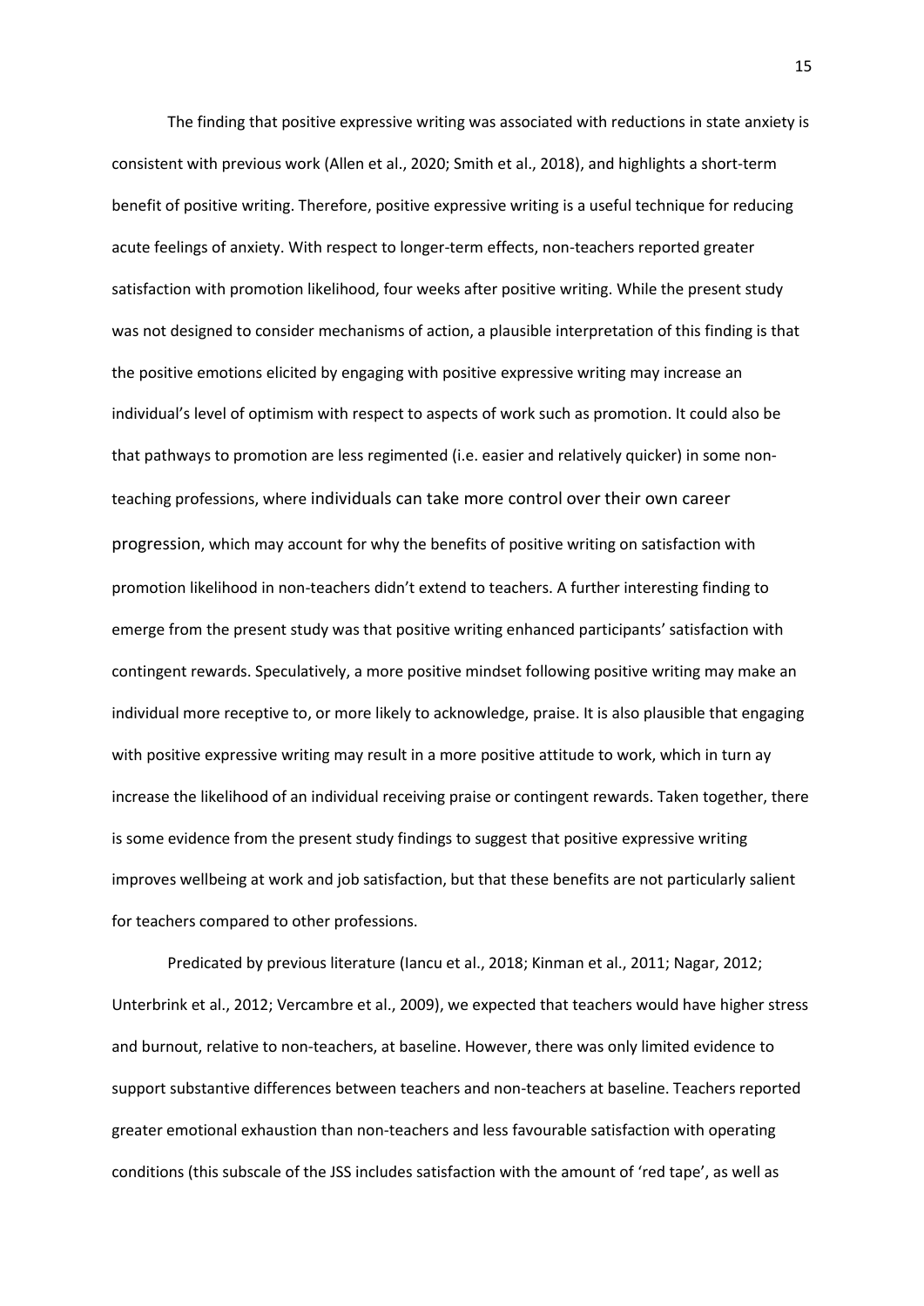The finding that positive expressive writing was associated with reductions in state anxiety is consistent with previous work (Allen et al., 2020; Smith et al., 2018), and highlights a short-term benefit of positive writing. Therefore, positive expressive writing is a useful technique for reducing acute feelings of anxiety. With respect to longer-term effects, non-teachers reported greater satisfaction with promotion likelihood, four weeks after positive writing. While the present study was not designed to consider mechanisms of action, a plausible interpretation of this finding is that the positive emotions elicited by engaging with positive expressive writing may increase an individual's level of optimism with respect to aspects of work such as promotion. It could also be that pathways to promotion are less regimented (i.e. easier and relatively quicker) in some non-teaching professions, where individuals can take more control over their own career progression, which may account for why the benefits of positive writing on satisfaction with promotion likelihood in non-teachers didn't extend to teachers. A further interesting finding to emerge from the present study was that positive writing enhanced participants' satisfaction with contingent rewards. Speculatively, a more positive mindset following positive writing may make an individual more receptive to, or more likely to acknowledge, praise. It is also plausible that engaging with positive expressive writing may result in a more positive attitude to work, which in turn ay increase the likelihood of an individual receiving praise or contingent rewards. Taken together, there is some evidence from the present study findings to suggest that positive expressive writing improves wellbeing at work and job satisfaction, but that these benefits are not particularly salient for teachers compared to other professions.

Predicated by previous literature (Iancu et al., 2018; Kinman et al., 2011; Nagar, 2012; Unterbrink et al., 2012; Vercambre et al., 2009), we expected that teachers would have higher stress and burnout, relative to non-teachers, at baseline. However, there was only limited evidence to support substantive differences between teachers and non-teachers at baseline. Teachers reported greater emotional exhaustion than non-teachers and less favourable satisfaction with operating conditions (this subscale of the JSS includes satisfaction with the amount of 'red tape', as well as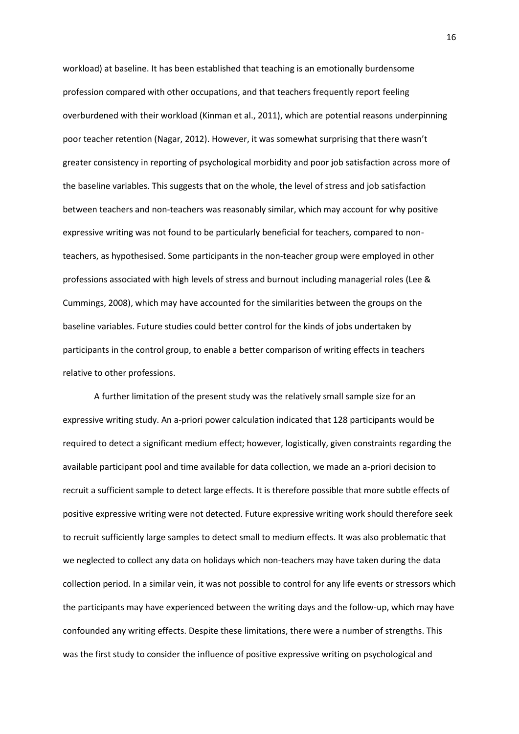workload) at baseline. It has been established that teaching is an emotionally burdensome profession compared with other occupations, and that teachers frequently report feeling overburdened with their workload (Kinman et al., 2011), which are potential reasons underpinning poor teacher retention (Nagar, 2012). However, it was somewhat surprising that there wasn't greater consistency in reporting of psychological morbidity and poor job satisfaction across more of the baseline variables. This suggests that on the whole, the level of stress and job satisfaction between teachers and non-teachers was reasonably similar, which may account for why positive expressive writing was not found to be particularly beneficial for teachers, compared to non-teachers, as hypothesised. Some participants in the non-teacher group were employed in other professions associated with high levels of stress and burnout including managerial roles (Lee & Cummings, 2008), which may have accounted for the similarities between the groups on the baseline variables. Future studies could better control for the kinds of jobs undertaken by participants in the control group, to enable a better comparison of writing effects in teachers relative to other professions.

A further limitation of the present study was the relatively small sample size for an expressive writing study. An a-priori power calculation indicated that 128 participants would be required to detect a significant medium effect; however, logistically, given constraints regarding the available participant pool and time available for data collection, we made an a-priori decision to recruit a sufficient sample to detect large effects. It is therefore possible that more subtle effects of positive expressive writing were not detected. Future expressive writing work should therefore seek to recruit sufficiently large samples to detect small to medium effects. It was also problematic that we neglected to collect any data on holidays which non-teachers may have taken during the data collection period. In a similar vein, it was not possible to control for any life events or stressors which the participants may have experienced between the writing days and the follow-up, which may have confounded any writing effects. Despite these limitations, there were a number of strengths. This was the first study to consider the influence of positive expressive writing on psychological and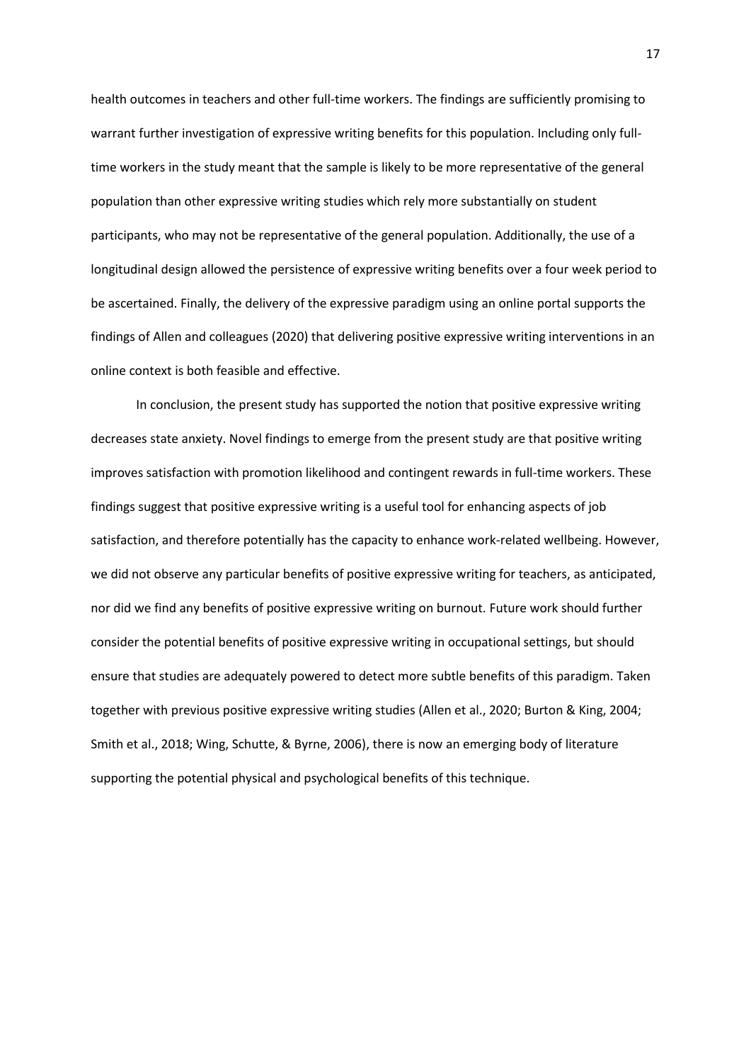health outcomes in teachers and other full-time workers. The findings are sufficiently promising to warrant further investigation of expressive writing benefits for this population. Including only full-time workers in the study meant that the sample is likely to be more representative of the general population than other expressive writing studies which rely more substantially on student participants, who may not be representative of the general population. Additionally, the use of a longitudinal design allowed the persistence of expressive writing benefits over a four week period to be ascertained. Finally, the delivery of the expressive paradigm using an online portal supports the findings of Allen and colleagues (2020) that delivering positive expressive writing interventions in an online context is both feasible and effective.

In conclusion, the present study has supported the notion that positive expressive writing decreases state anxiety. Novel findings to emerge from the present study are that positive writing improves satisfaction with promotion likelihood and contingent rewards in full-time workers. These findings suggest that positive expressive writing is a useful tool for enhancing aspects of job satisfaction, and therefore potentially has the capacity to enhance work-related wellbeing. However, we did not observe any particular benefits of positive expressive writing for teachers, as anticipated, nor did we find any benefits of positive expressive writing on burnout. Future work should further consider the potential benefits of positive expressive writing in occupational settings, but should ensure that studies are adequately powered to detect more subtle benefits of this paradigm. Taken together with previous positive expressive writing studies (Allen et al., 2020; Burton & King, 2004; Smith et al., 2018; Wing, Schutte, & Byrne, 2006), there is now an emerging body of literature supporting the potential physical and psychological benefits of this technique.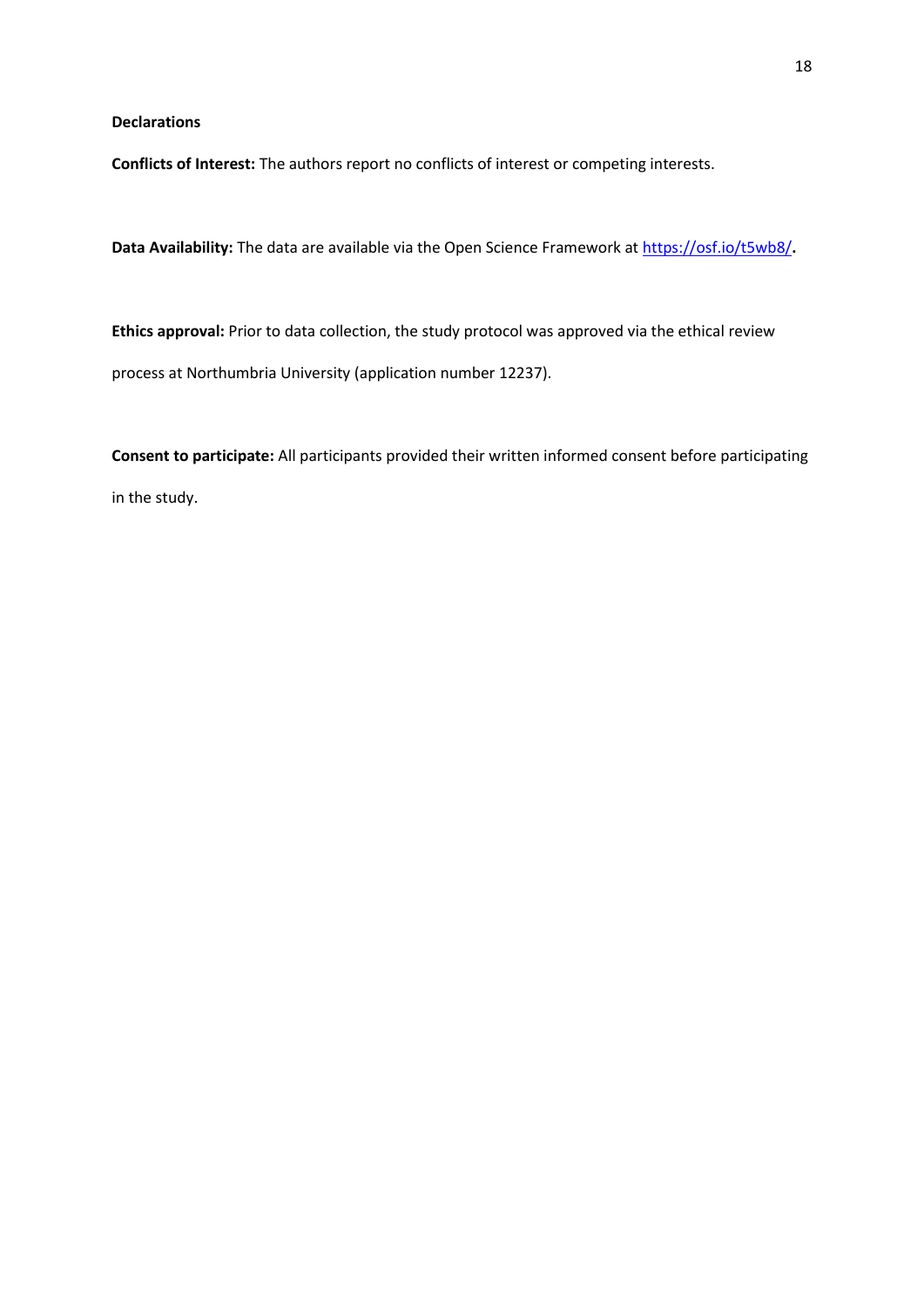**Declarations**

**Conflicts of Interest:** The authors report no conflicts of interest or competing interests.

**Data Availability:** The data are available via the Open Science Framework at https://osf.io/t5wb8/**.**

**Ethics approval:** Prior to data collection, the study protocol was approved via the ethical review process at Northumbria University (application number 12237).

**Consent to participate:** All participants provided their written informed consent before participating in the study.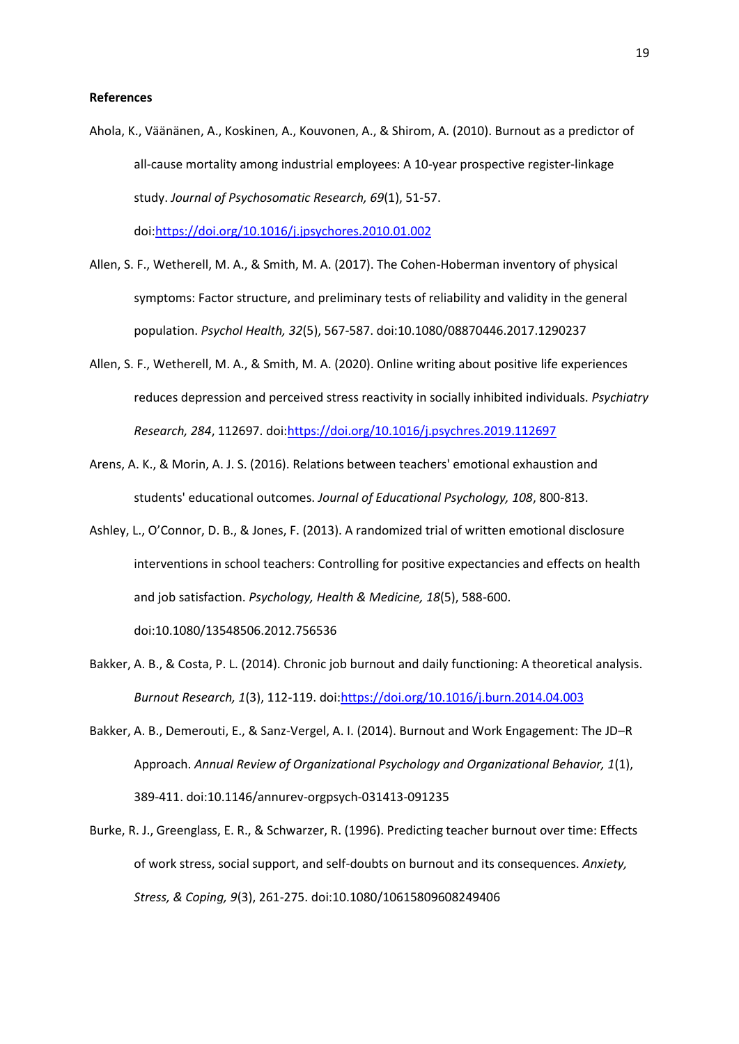**References**

Ahola, K., Väänänen, A., Koskinen, A., Kouvonen, A., & Shirom, A. (2010). Burnout as a predictor of all-cause mortality among industrial employees: A 10-year prospective register-linkage study. *Journal of Psychosomatic Research, 69*(1), 51-57. doi:https://doi.org/10.1016/j.jpsychores.2010.01.002

Allen, S. F., Wetherell, M. A., & Smith, M. A. (2017). The Cohen-Hoberman inventory of physical symptoms: Factor structure, and preliminary tests of reliability and validity in the general population. *Psychol Health, 32*(5), 567-587. doi:10.1080/08870446.2017.1290237

Allen, S. F., Wetherell, M. A., & Smith, M. A. (2020). Online writing about positive life experiences reduces depression and perceived stress reactivity in socially inhibited individuals. *Psychiatry Research, 284*, 112697. doi:https://doi.org/10.1016/j.psychres.2019.112697

Arens, A. K., & Morin, A. J. S. (2016). Relations between teachers' emotional exhaustion and students' educational outcomes. *Journal of Educational Psychology, 108*, 800-813.

Ashley, L., O'Connor, D. B., & Jones, F. (2013). A randomized trial of written emotional disclosure interventions in school teachers: Controlling for positive expectancies and effects on health and job satisfaction. *Psychology, Health & Medicine, 18*(5), 588-600. doi:10.1080/13548506.2012.756536

Bakker, A. B., & Costa, P. L. (2014). Chronic job burnout and daily functioning: A theoretical analysis. *Burnout Research, 1*(3), 112-119. doi:https://doi.org/10.1016/j.burn.2014.04.003

Bakker, A. B., Demerouti, E., & Sanz-Vergel, A. I. (2014). Burnout and Work Engagement: The JD–R Approach. *Annual Review of Organizational Psychology and Organizational Behavior, 1*(1), 389-411. doi:10.1146/annurev-orgpsych-031413-091235

Burke, R. J., Greenglass, E. R., & Schwarzer, R. (1996). Predicting teacher burnout over time: Effects of work stress, social support, and self-doubts on burnout and its consequences. *Anxiety, Stress, & Coping, 9*(3), 261-275. doi:10.1080/10615809608249406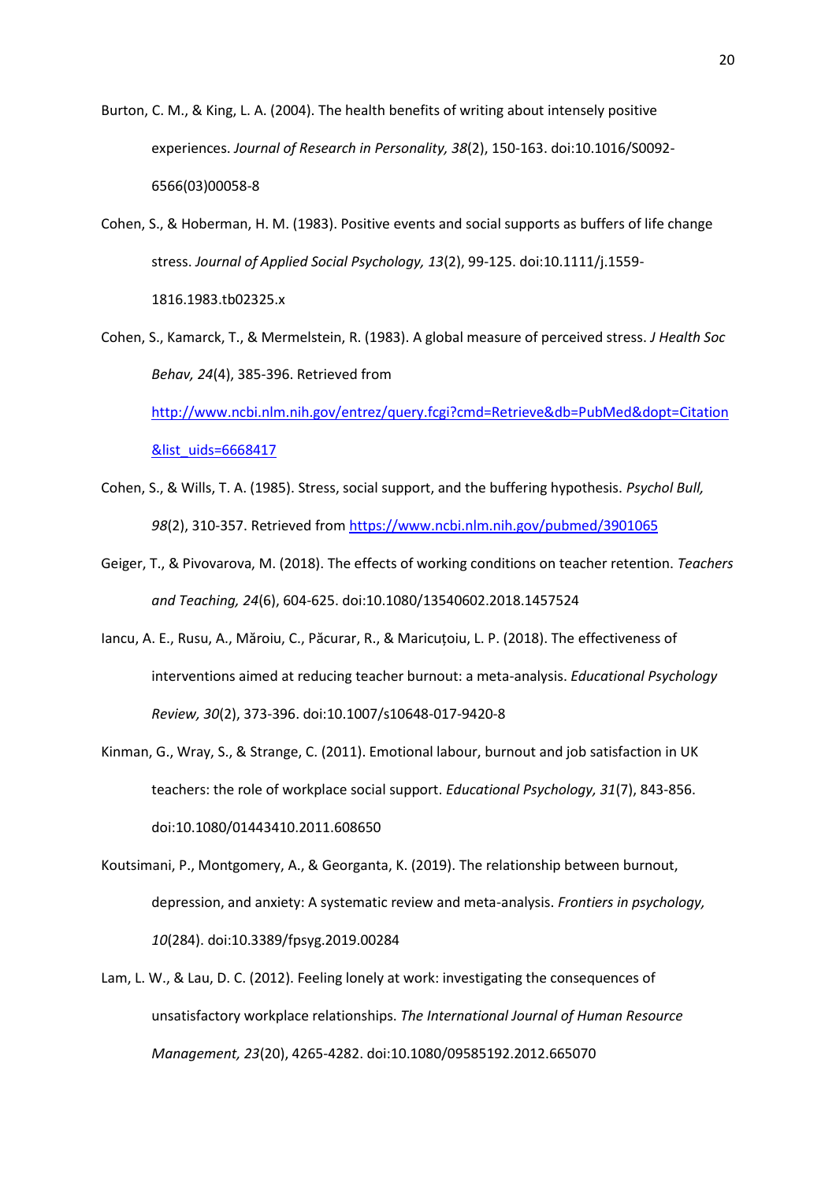Burton, C. M., & King, L. A. (2004). The health benefits of writing about intensely positive experiences. *Journal of Research in Personality, 38*(2), 150-163. doi:10.1016/S0092-6566(03)00058-8

Cohen, S., & Hoberman, H. M. (1983). Positive events and social supports as buffers of life change stress. *Journal of Applied Social Psychology, 13*(2), 99-125. doi:10.1111/j.1559-1816.1983.tb02325.x

Cohen, S., Kamarck, T., & Mermelstein, R. (1983). A global measure of perceived stress. *J Health Soc Behav, 24*(4), 385-396. Retrieved from http://www.ncbi.nlm.nih.gov/entrez/query.fcgi?cmd=Retrieve&db=PubMed&dopt=Citation&list_uids=6668417

Cohen, S., & Wills, T. A. (1985). Stress, social support, and the buffering hypothesis. *Psychol Bull, 98*(2), 310-357. Retrieved from https://www.ncbi.nlm.nih.gov/pubmed/3901065

Geiger, T., & Pivovarova, M. (2018). The effects of working conditions on teacher retention. *Teachers and Teaching, 24*(6), 604-625. doi:10.1080/13540602.2018.1457524

Iancu, A. E., Rusu, A., Măroiu, C., Păcurar, R., & Maricuțoiu, L. P. (2018). The effectiveness of interventions aimed at reducing teacher burnout: a meta-analysis. *Educational Psychology Review, 30*(2), 373-396. doi:10.1007/s10648-017-9420-8

Kinman, G., Wray, S., & Strange, C. (2011). Emotional labour, burnout and job satisfaction in UK teachers: the role of workplace social support. *Educational Psychology, 31*(7), 843-856. doi:10.1080/01443410.2011.608650

Koutsimani, P., Montgomery, A., & Georganta, K. (2019). The relationship between burnout, depression, and anxiety: A systematic review and meta-analysis. *Frontiers in psychology, 10*(284). doi:10.3389/fpsyg.2019.00284

Lam, L. W., & Lau, D. C. (2012). Feeling lonely at work: investigating the consequences of unsatisfactory workplace relationships. *The International Journal of Human Resource Management, 23*(20), 4265-4282. doi:10.1080/09585192.2012.665070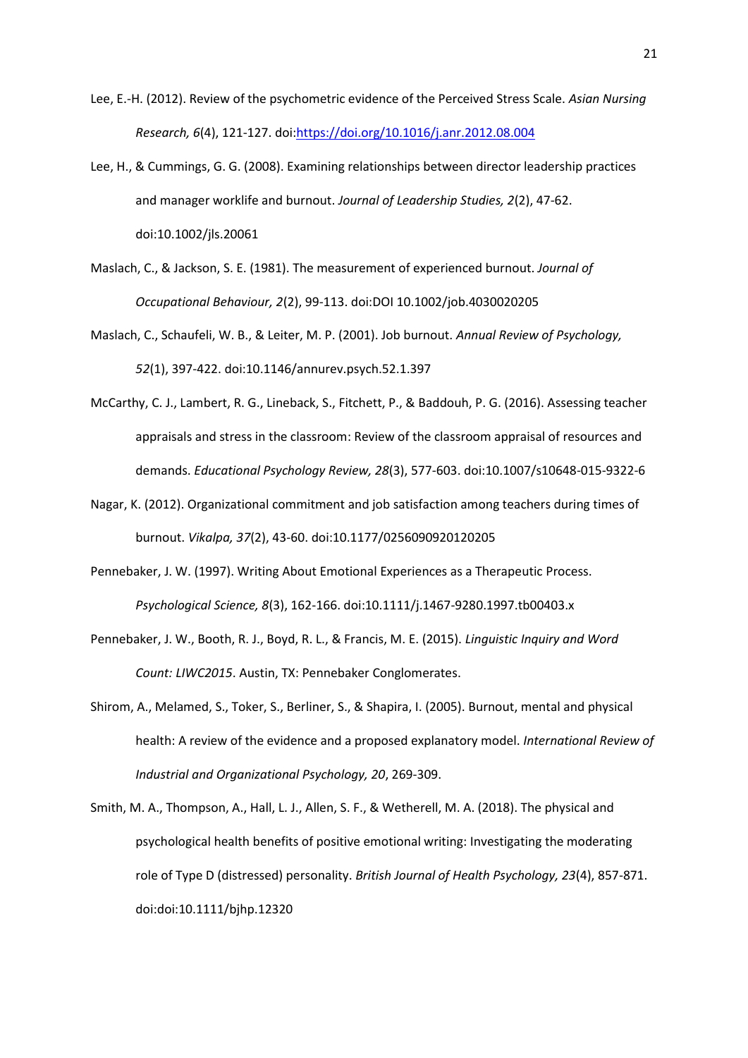Lee, E.-H. (2012). Review of the psychometric evidence of the Perceived Stress Scale. *Asian Nursing Research, 6*(4), 121-127. doi:https://doi.org/10.1016/j.anr.2012.08.004

Lee, H., & Cummings, G. G. (2008). Examining relationships between director leadership practices and manager worklife and burnout. *Journal of Leadership Studies, 2*(2), 47-62. doi:10.1002/jls.20061

Maslach, C., & Jackson, S. E. (1981). The measurement of experienced burnout. *Journal of Occupational Behaviour, 2*(2), 99-113. doi:DOI 10.1002/job.4030020205

Maslach, C., Schaufeli, W. B., & Leiter, M. P. (2001). Job burnout. *Annual Review of Psychology, 52*(1), 397-422. doi:10.1146/annurev.psych.52.1.397

McCarthy, C. J., Lambert, R. G., Lineback, S., Fitchett, P., & Baddouh, P. G. (2016). Assessing teacher appraisals and stress in the classroom: Review of the classroom appraisal of resources and demands. *Educational Psychology Review, 28*(3), 577-603. doi:10.1007/s10648-015-9322-6

Nagar, K. (2012). Organizational commitment and job satisfaction among teachers during times of burnout. *Vikalpa, 37*(2), 43-60. doi:10.1177/0256090920120205

Pennebaker, J. W. (1997). Writing About Emotional Experiences as a Therapeutic Process. *Psychological Science, 8*(3), 162-166. doi:10.1111/j.1467-9280.1997.tb00403.x

Pennebaker, J. W., Booth, R. J., Boyd, R. L., & Francis, M. E. (2015). *Linguistic Inquiry and Word Count: LIWC2015*. Austin, TX: Pennebaker Conglomerates.

Shirom, A., Melamed, S., Toker, S., Berliner, S., & Shapira, I. (2005). Burnout, mental and physical health: A review of the evidence and a proposed explanatory model. *International Review of Industrial and Organizational Psychology, 20*, 269-309.

Smith, M. A., Thompson, A., Hall, L. J., Allen, S. F., & Wetherell, M. A. (2018). The physical and psychological health benefits of positive emotional writing: Investigating the moderating role of Type D (distressed) personality. *British Journal of Health Psychology, 23*(4), 857-871. doi:doi:10.1111/bjhp.12320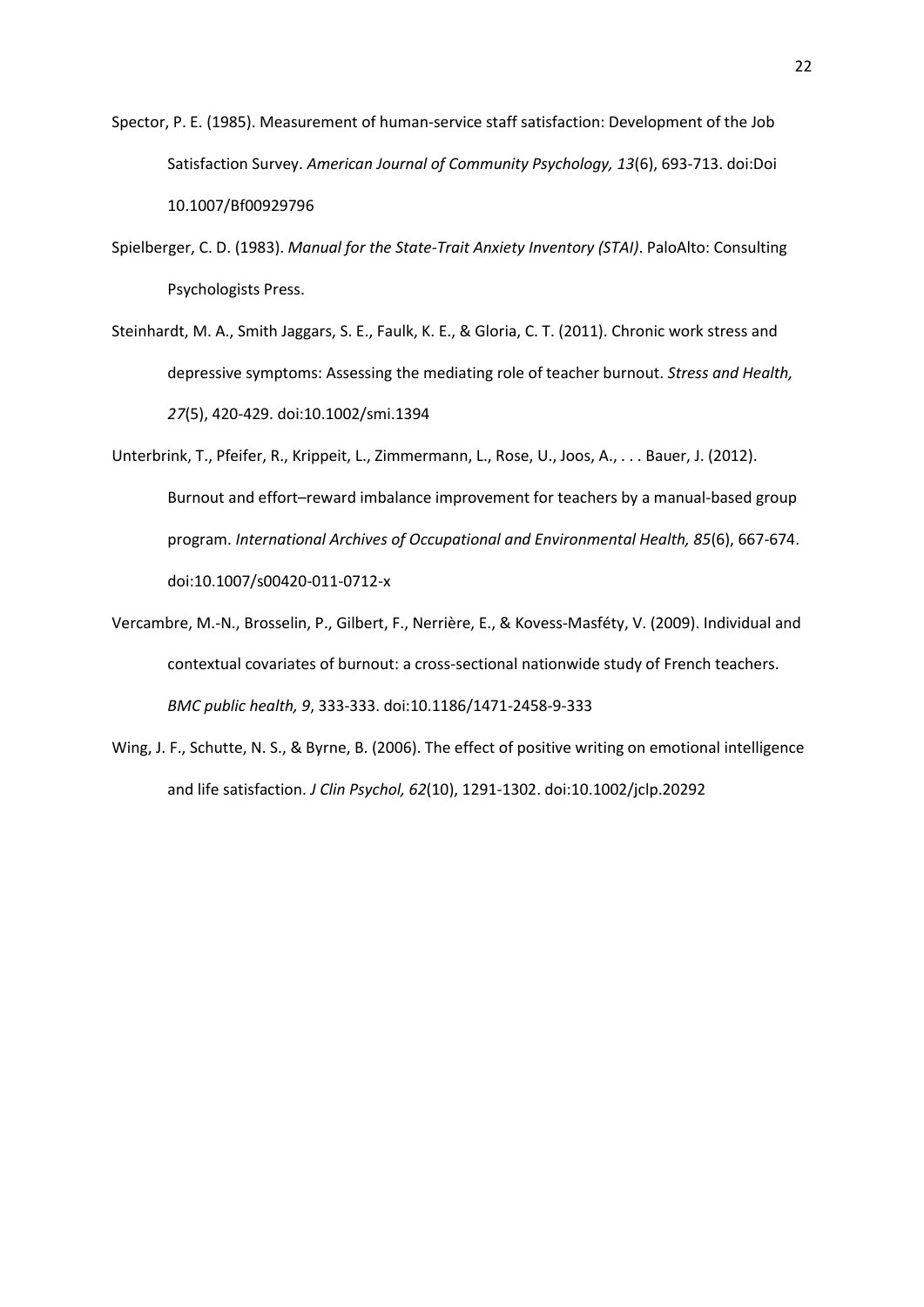Spector, P. E. (1985). Measurement of human-service staff satisfaction: Development of the Job Satisfaction Survey. *American Journal of Community Psychology, 13*(6), 693-713. doi:Doi 10.1007/Bf00929796

Spielberger, C. D. (1983). *Manual for the State-Trait Anxiety Inventory (STAI)*. PaloAlto: Consulting Psychologists Press.

Steinhardt, M. A., Smith Jaggars, S. E., Faulk, K. E., & Gloria, C. T. (2011). Chronic work stress and depressive symptoms: Assessing the mediating role of teacher burnout. *Stress and Health, 27*(5), 420-429. doi:10.1002/smi.1394

Unterbrink, T., Pfeifer, R., Krippeit, L., Zimmermann, L., Rose, U., Joos, A., . . . Bauer, J. (2012). Burnout and effort–reward imbalance improvement for teachers by a manual-based group program. *International Archives of Occupational and Environmental Health, 85*(6), 667-674. doi:10.1007/s00420-011-0712-x

Vercambre, M.-N., Brosselin, P., Gilbert, F., Nerrière, E., & Kovess-Masféty, V. (2009). Individual and contextual covariates of burnout: a cross-sectional nationwide study of French teachers. *BMC public health, 9*, 333-333. doi:10.1186/1471-2458-9-333

Wing, J. F., Schutte, N. S., & Byrne, B. (2006). The effect of positive writing on emotional intelligence and life satisfaction. *J Clin Psychol, 62*(10), 1291-1302. doi:10.1002/jclp.20292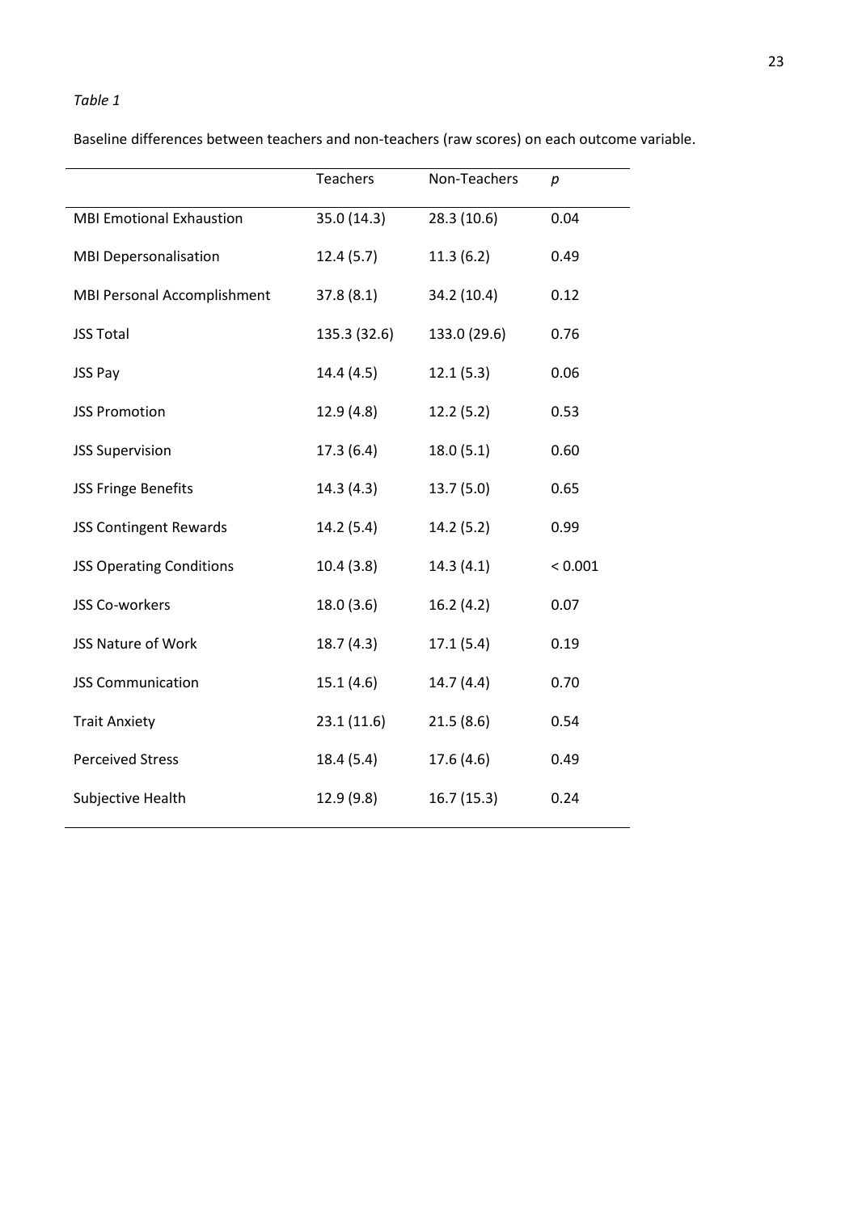*Table 1*

Baseline differences between teachers and non-teachers (raw scores) on each outcome variable.

| | Teachers | Non-Teachers | *p* |
|---|---|---|---|
| MBI Emotional Exhaustion | 35.0 (14.3) | 28.3 (10.6) | 0.04 |
| MBI Depersonalisation | 12.4 (5.7) | 11.3 (6.2) | 0.49 |
| MBI Personal Accomplishment | 37.8 (8.1) | 34.2 (10.4) | 0.12 |
| JSS Total | 135.3 (32.6) | 133.0 (29.6) | 0.76 |
| JSS Pay | 14.4 (4.5) | 12.1 (5.3) | 0.06 |
| JSS Promotion | 12.9 (4.8) | 12.2 (5.2) | 0.53 |
| JSS Supervision | 17.3 (6.4) | 18.0 (5.1) | 0.60 |
| JSS Fringe Benefits | 14.3 (4.3) | 13.7 (5.0) | 0.65 |
| JSS Contingent Rewards | 14.2 (5.4) | 14.2 (5.2) | 0.99 |
| JSS Operating Conditions | 10.4 (3.8) | 14.3 (4.1) | < 0.001 |
| JSS Co-workers | 18.0 (3.6) | 16.2 (4.2) | 0.07 |
| JSS Nature of Work | 18.7 (4.3) | 17.1 (5.4) | 0.19 |
| JSS Communication | 15.1 (4.6) | 14.7 (4.4) | 0.70 |
| Trait Anxiety | 23.1 (11.6) | 21.5 (8.6) | 0.54 |
| Perceived Stress | 18.4 (5.4) | 17.6 (4.6) | 0.49 |
| Subjective Health | 12.9 (9.8) | 16.7 (15.3) | 0.24 |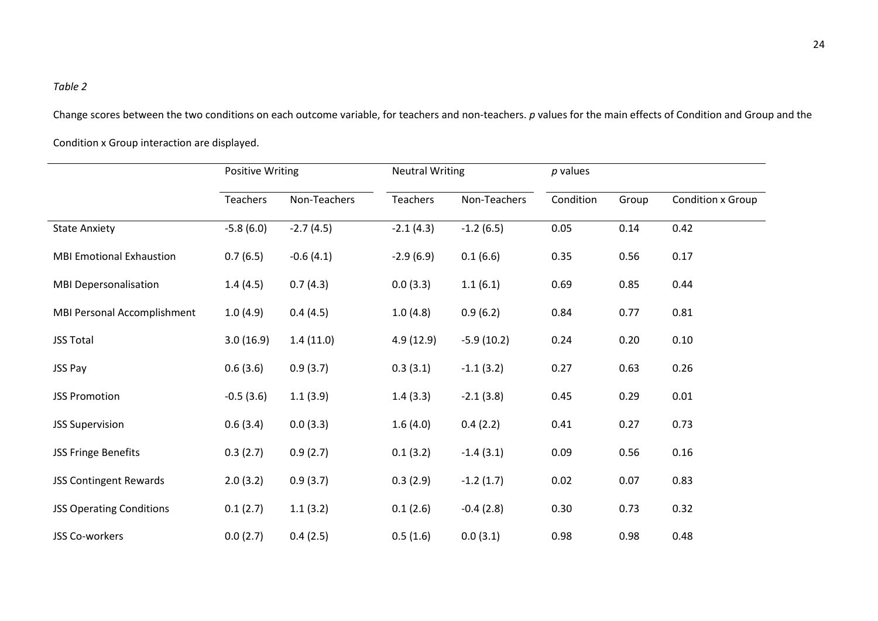*Table 2*

Change scores between the two conditions on each outcome variable, for teachers and non-teachers. *p* values for the main effects of Condition and Group and the Condition x Group interaction are displayed.

| | Positive Writing | | Neutral Writing | | *p* values | | |
|---|---|---|---|---|---|---|---|
| | Teachers | Non-Teachers | Teachers | Non-Teachers | Condition | Group | Condition x Group |
| State Anxiety | -5.8 (6.0) | -2.7 (4.5) | -2.1 (4.3) | -1.2 (6.5) | 0.05 | 0.14 | 0.42 |
| MBI Emotional Exhaustion | 0.7 (6.5) | -0.6 (4.1) | -2.9 (6.9) | 0.1 (6.6) | 0.35 | 0.56 | 0.17 |
| MBI Depersonalisation | 1.4 (4.5) | 0.7 (4.3) | 0.0 (3.3) | 1.1 (6.1) | 0.69 | 0.85 | 0.44 |
| MBI Personal Accomplishment | 1.0 (4.9) | 0.4 (4.5) | 1.0 (4.8) | 0.9 (6.2) | 0.84 | 0.77 | 0.81 |
| JSS Total | 3.0 (16.9) | 1.4 (11.0) | 4.9 (12.9) | -5.9 (10.2) | 0.24 | 0.20 | 0.10 |
| JSS Pay | 0.6 (3.6) | 0.9 (3.7) | 0.3 (3.1) | -1.1 (3.2) | 0.27 | 0.63 | 0.26 |
| JSS Promotion | -0.5 (3.6) | 1.1 (3.9) | 1.4 (3.3) | -2.1 (3.8) | 0.45 | 0.29 | 0.01 |
| JSS Supervision | 0.6 (3.4) | 0.0 (3.3) | 1.6 (4.0) | 0.4 (2.2) | 0.41 | 0.27 | 0.73 |
| JSS Fringe Benefits | 0.3 (2.7) | 0.9 (2.7) | 0.1 (3.2) | -1.4 (3.1) | 0.09 | 0.56 | 0.16 |
| JSS Contingent Rewards | 2.0 (3.2) | 0.9 (3.7) | 0.3 (2.9) | -1.2 (1.7) | 0.02 | 0.07 | 0.83 |
| JSS Operating Conditions | 0.1 (2.7) | 1.1 (3.2) | 0.1 (2.6) | -0.4 (2.8) | 0.30 | 0.73 | 0.32 |
| JSS Co-workers | 0.0 (2.7) | 0.4 (2.5) | 0.5 (1.6) | 0.0 (3.1) | 0.98 | 0.98 | 0.48 |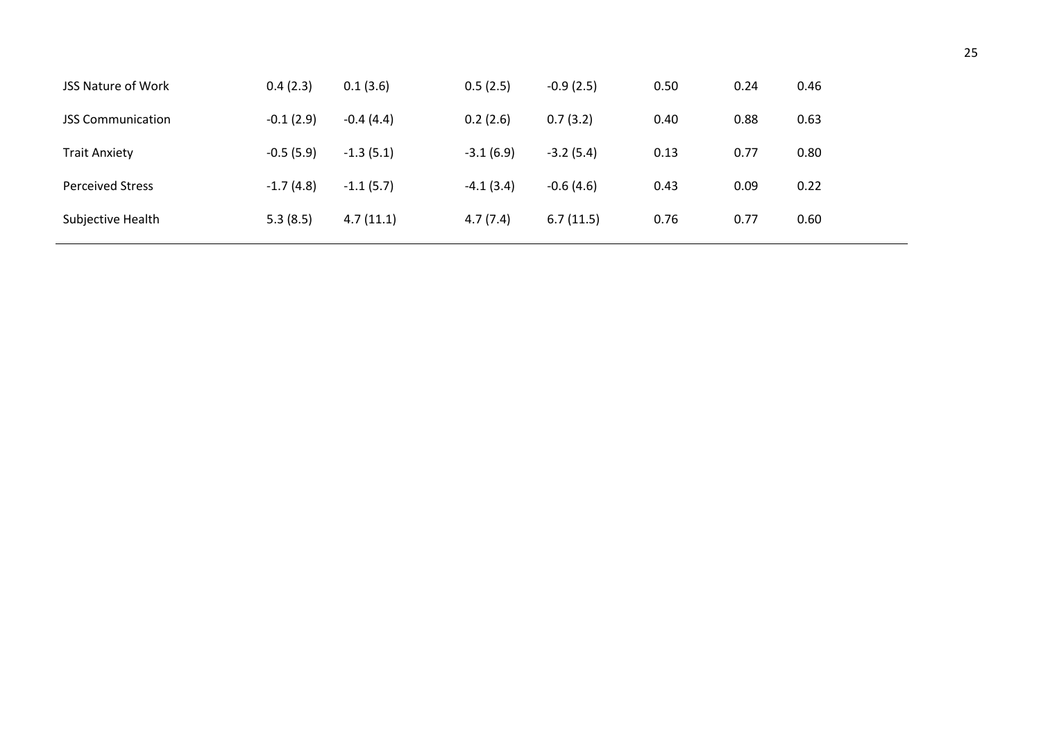| | | | | | | | |
|---|---|---|---|---|---|---|---|
| JSS Nature of Work | 0.4 (2.3) | 0.1 (3.6) | 0.5 (2.5) | -0.9 (2.5) | 0.50 | 0.24 | 0.46 |
| JSS Communication | -0.1 (2.9) | -0.4 (4.4) | 0.2 (2.6) | 0.7 (3.2) | 0.40 | 0.88 | 0.63 |
| Trait Anxiety | -0.5 (5.9) | -1.3 (5.1) | -3.1 (6.9) | -3.2 (5.4) | 0.13 | 0.77 | 0.80 |
| Perceived Stress | -1.7 (4.8) | -1.1 (5.7) | -4.1 (3.4) | -0.6 (4.6) | 0.43 | 0.09 | 0.22 |
| Subjective Health | 5.3 (8.5) | 4.7 (11.1) | 4.7 (7.4) | 6.7 (11.5) | 0.76 | 0.77 | 0.60 |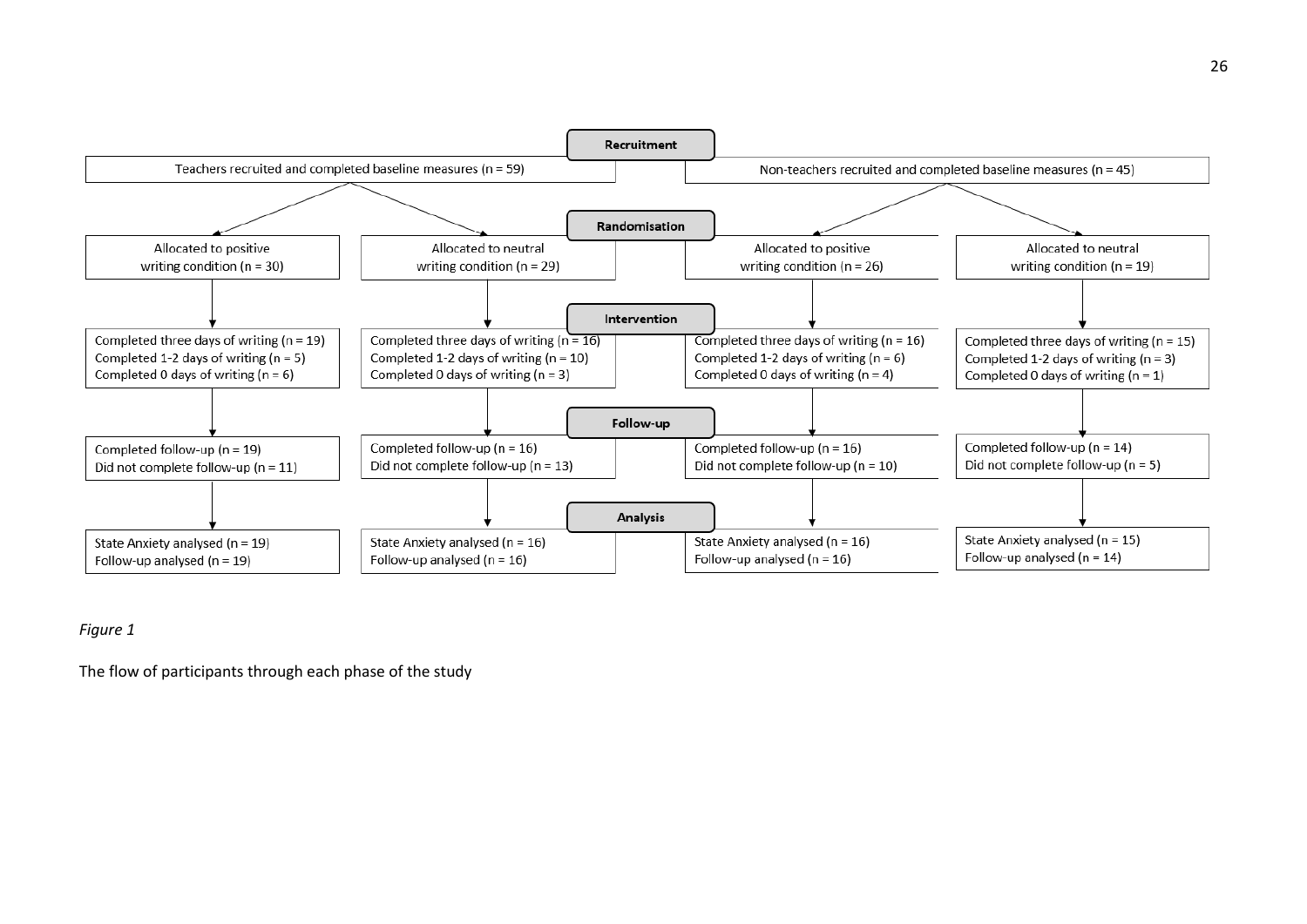**Recruitment**

| Teachers | | Non-teachers | |
|---|---|---|---|
| Teachers recruited and completed baseline measures (n = 59) | | Non-teachers recruited and completed baseline measures (n = 45) | |

**Randomisation**

| | | | |
|---|---|---|---|
| Allocated to positive writing condition (n = 30) | Allocated to neutral writing condition (n = 29) | Allocated to positive writing condition (n = 26) | Allocated to neutral writing condition (n = 19) |

**Intervention**

| | | | |
|---|---|---|---|
| Completed three days of writing (n = 19)<br>Completed 1-2 days of writing (n = 5)<br>Completed 0 days of writing (n = 6) | Completed three days of writing (n = 16)<br>Completed 1-2 days of writing (n = 10)<br>Completed 0 days of writing (n = 3) | Completed three days of writing (n = 16)<br>Completed 1-2 days of writing (n = 6)<br>Completed 0 days of writing (n = 4) | Completed three days of writing (n = 15)<br>Completed 1-2 days of writing (n = 3)<br>Completed 0 days of writing (n = 1) |

**Follow-up**

| | | | |
|---|---|---|---|
| Completed follow-up (n = 19)<br>Did not complete follow-up (n = 11) | Completed follow-up (n = 16)<br>Did not complete follow-up (n = 13) | Completed follow-up (n = 16)<br>Did not complete follow-up (n = 10) | Completed follow-up (n = 14)<br>Did not complete follow-up (n = 5) |

**Analysis**

| | | | |
|---|---|---|---|
| State Anxiety analysed (n = 19)<br>Follow-up analysed (n = 19) | State Anxiety analysed (n = 16)<br>Follow-up analysed (n = 16) | State Anxiety analysed (n = 16)<br>Follow-up analysed (n = 16) | State Anxiety analysed (n = 15)<br>Follow-up analysed (n = 14) |

*Figure 1*

The flow of participants through each phase of the study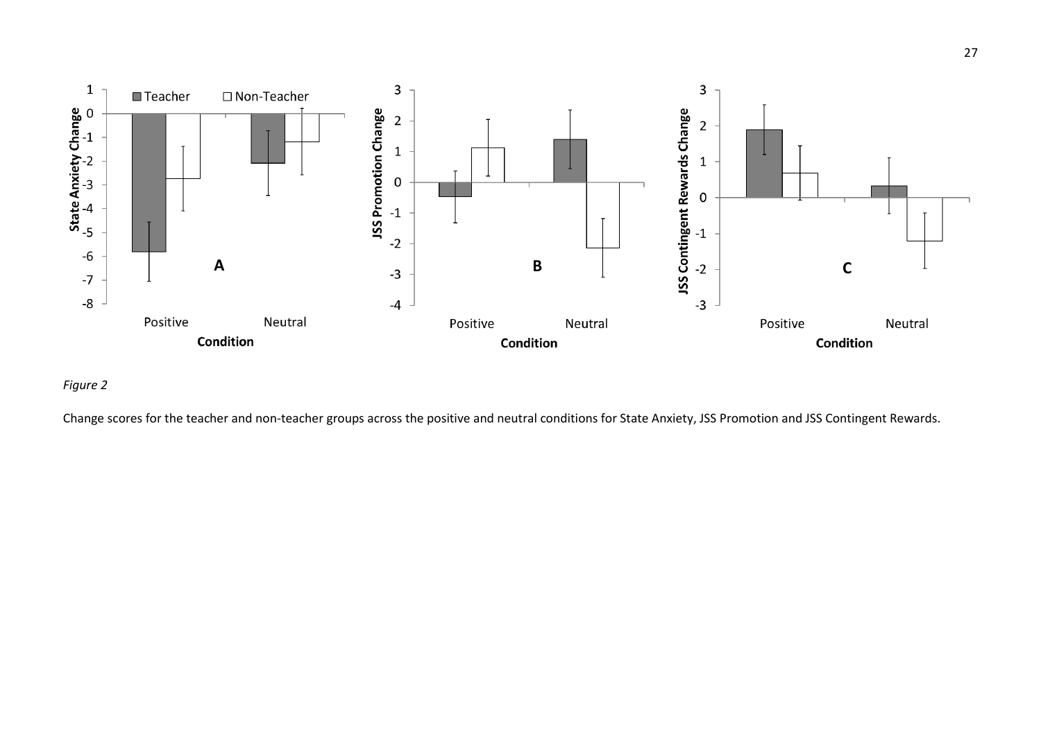Teacher
Non-Teacher

State Anxiety Change

1
0
-1
-2
-3
-4
-5
-6
-7
-8

A

Positive
Neutral

Condition

JSS Promotion Change

3
2
1
0
-1
-2
-3
-4

B

Positive
Neutral

Condition

JSS Contingent Rewards Change

3
2
1
0
-1
-2
-3

C

Positive
Neutral

Condition

*Figure 2*

Change scores for the teacher and non-teacher groups across the positive and neutral conditions for State Anxiety, JSS Promotion and JSS Contingent Rewards.